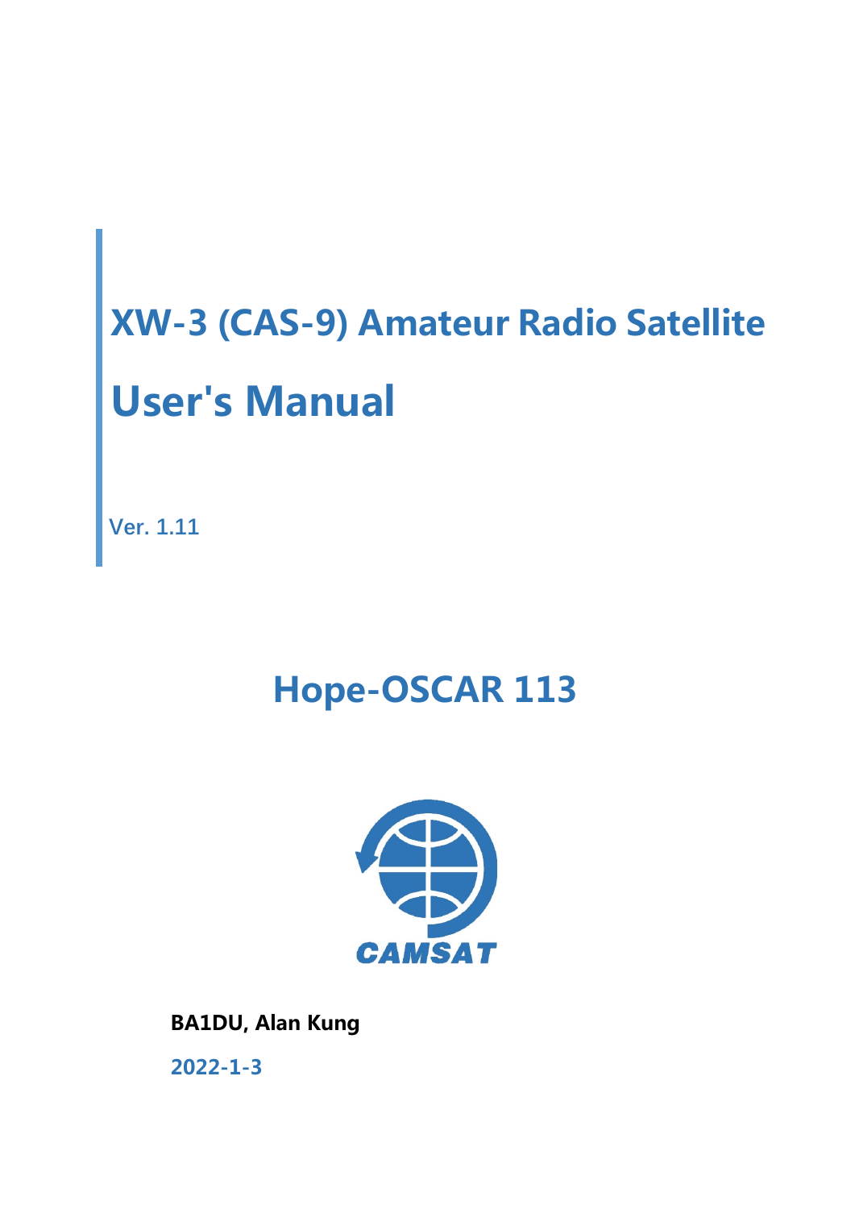# XW-3 (CAS-9) Amateur Radio Satellite

# User's Manual

Ver. 1.11

## Hope-OSCAR 113

CAMSAT

**BA1DU, Alan Kung**

**2022-1-3**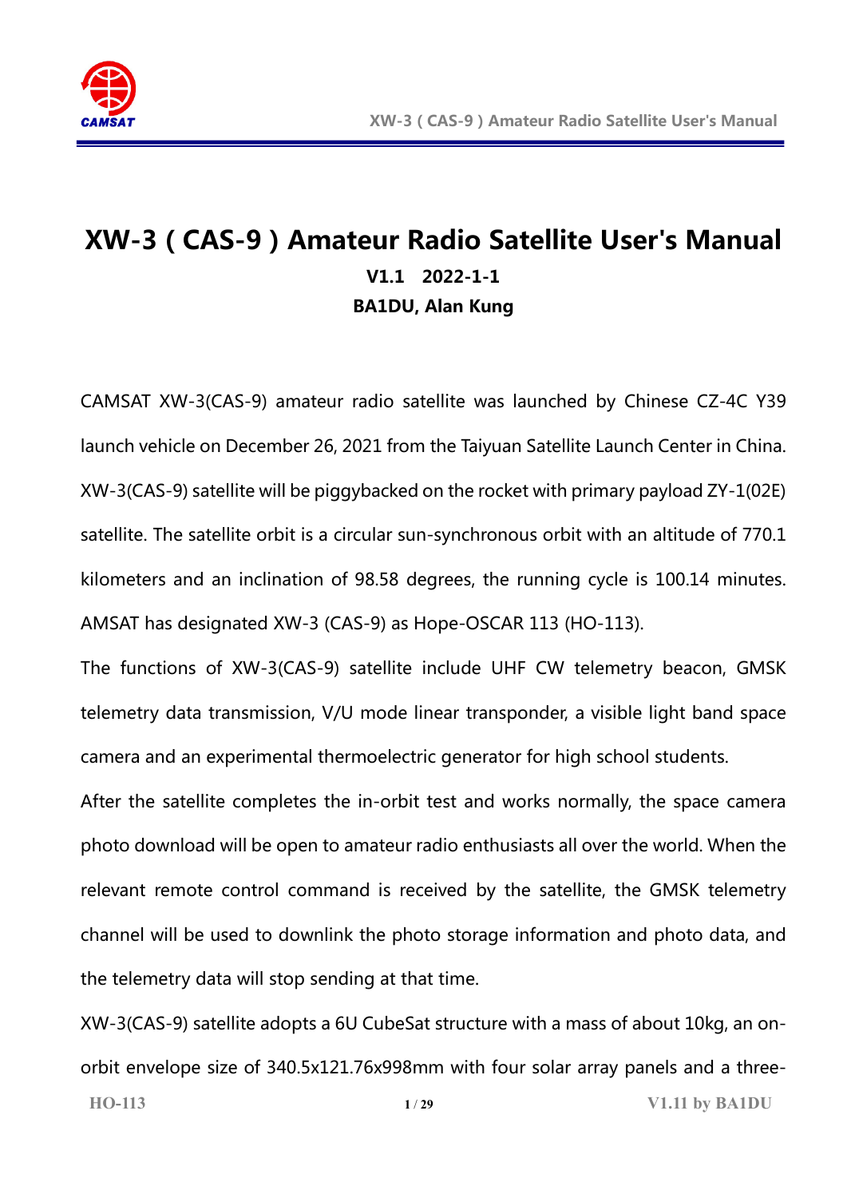# XW-3 ( CAS-9 ) Amateur Radio Satellite User's Manual

**V1.1 2022-1-1**

**BA1DU, Alan Kung**

CAMSAT XW-3(CAS-9) amateur radio satellite was launched by Chinese CZ-4C Y39 launch vehicle on December 26, 2021 from the Taiyuan Satellite Launch Center in China. XW-3(CAS-9) satellite will be piggybacked on the rocket with primary payload ZY-1(02E) satellite. The satellite orbit is a circular sun-synchronous orbit with an altitude of 770.1 kilometers and an inclination of 98.58 degrees, the running cycle is 100.14 minutes. AMSAT has designated XW-3 (CAS-9) as Hope-OSCAR 113 (HO-113).

The functions of XW-3(CAS-9) satellite include UHF CW telemetry beacon, GMSK telemetry data transmission, V/U mode linear transponder, a visible light band space camera and an experimental thermoelectric generator for high school students.

After the satellite completes the in-orbit test and works normally, the space camera photo download will be open to amateur radio enthusiasts all over the world. When the relevant remote control command is received by the satellite, the GMSK telemetry channel will be used to downlink the photo storage information and photo data, and the telemetry data will stop sending at that time.

XW-3(CAS-9) satellite adopts a 6U CubeSat structure with a mass of about 10kg, an on-orbit envelope size of 340.5x121.76x998mm with four solar array panels and a three-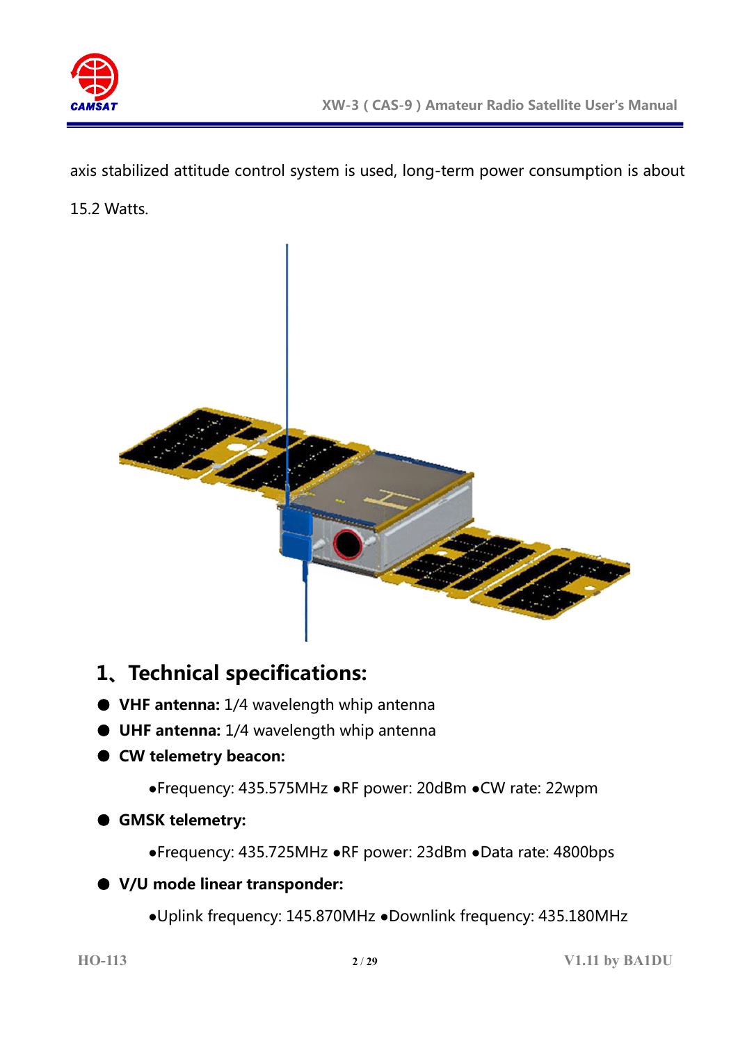axis stabilized attitude control system is used, long-term power consumption is about 15.2 Watts.

## 1、Technical specifications:

- **VHF antenna:** 1/4 wavelength whip antenna
- **UHF antenna:** 1/4 wavelength whip antenna
- **CW telemetry beacon:**

  •Frequency: 435.575MHz •RF power: 20dBm •CW rate: 22wpm

- **GMSK telemetry:**

  •Frequency: 435.725MHz •RF power: 23dBm •Data rate: 4800bps

- **V/U mode linear transponder:**

  •Uplink frequency: 145.870MHz •Downlink frequency: 435.180MHz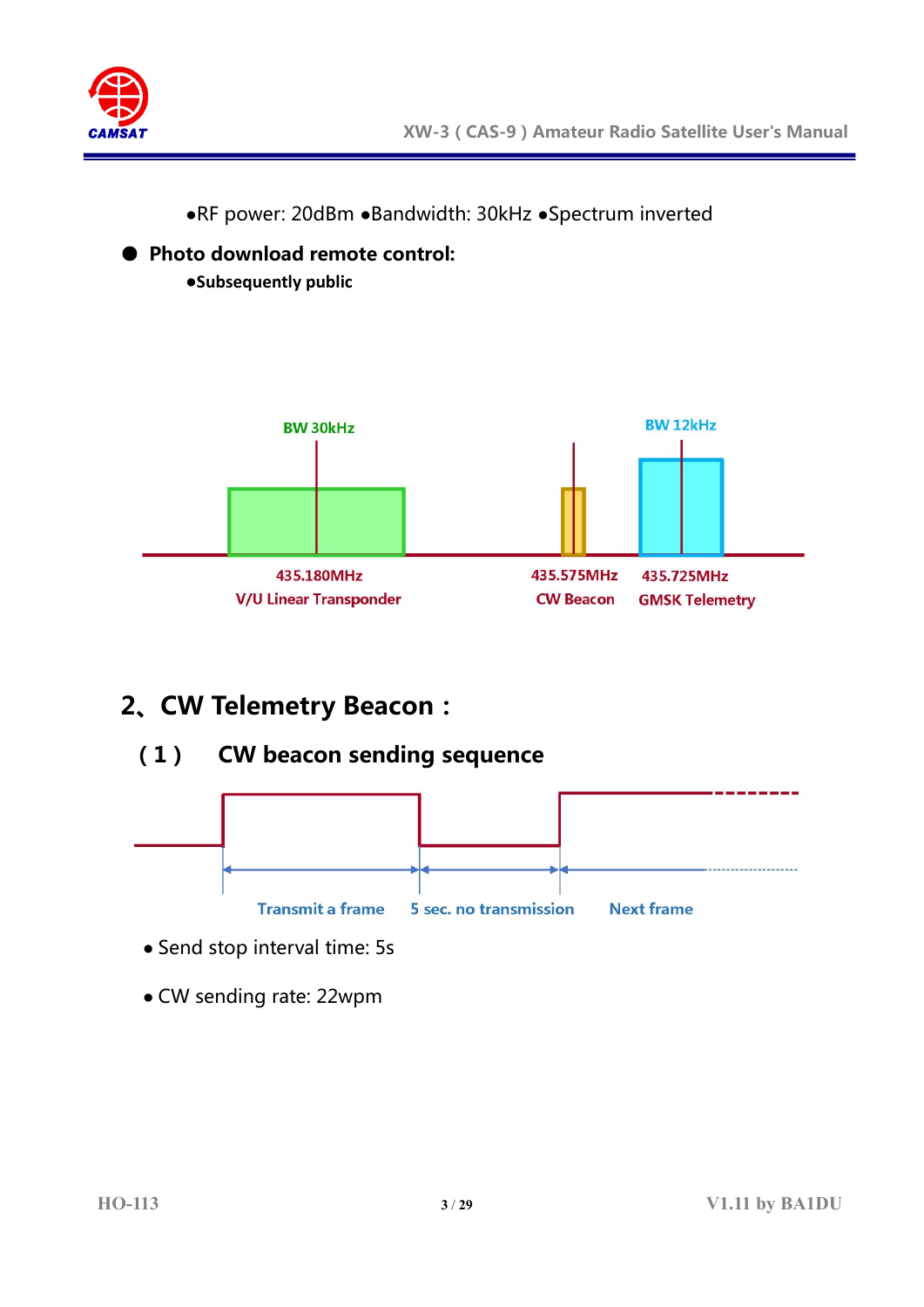●RF power: 20dBm ●Bandwidth: 30kHz ●Spectrum inverted

- **Photo download remote control:**

**●Subsequently public**

BW 30kHz

BW 12kHz

435.180MHz
V/U Linear Transponder

435.575MHz
CW Beacon

435.725MHz
GMSK Telemetry

## 2、CW Telemetry Beacon：

### （1） CW beacon sending sequence

Transmit a frame — 5 sec. no transmission — Next frame

- Send stop interval time: 5s
- CW sending rate: 22wpm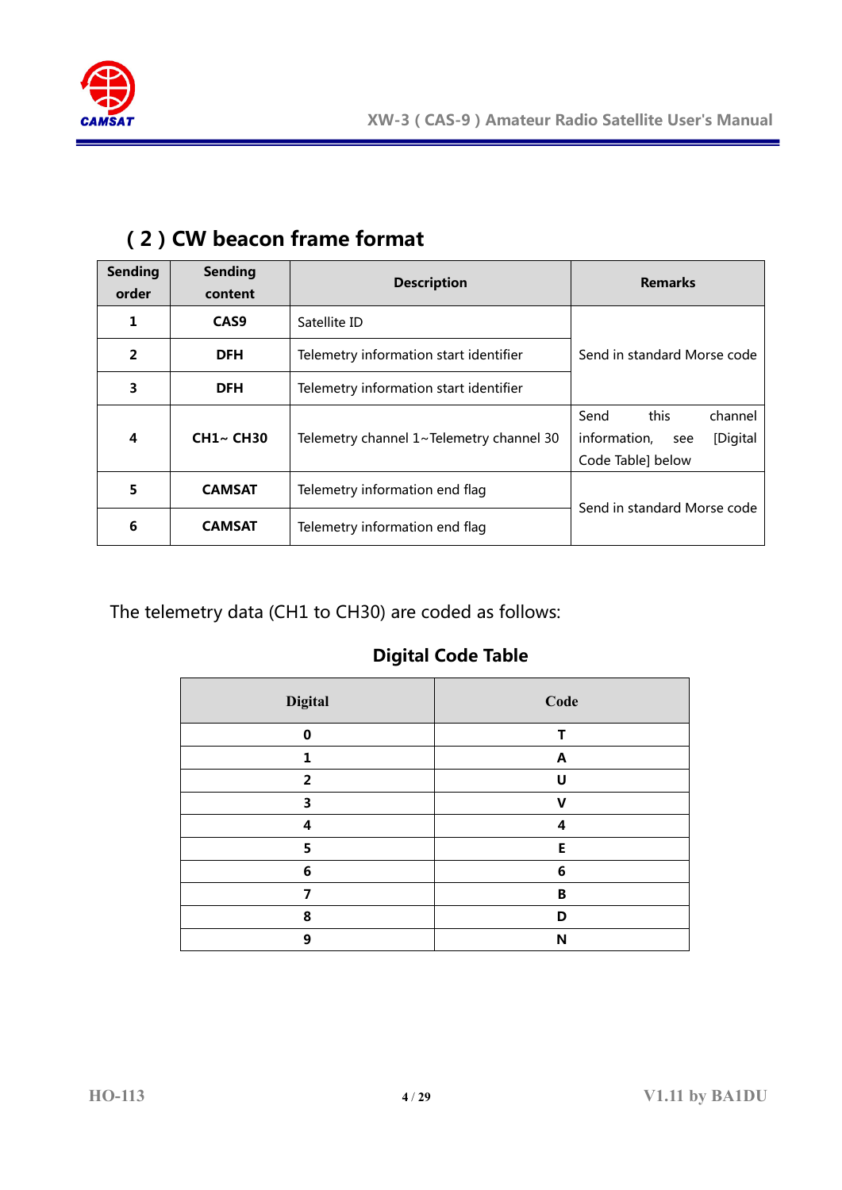## ( 2 ) CW beacon frame format

| Sending order | Sending content | Description | Remarks |
|---|---|---|---|
| 1 | CAS9 | Satellite ID | Send in standard Morse code |
| 2 | DFH | Telemetry information start identifier | |
| 3 | DFH | Telemetry information start identifier | |
| 4 | CH1~ CH30 | Telemetry channel 1~Telemetry channel 30 | Send this channel information, see [Digital Code Table] below |
| 5 | CAMSAT | Telemetry information end flag | Send in standard Morse code |
| 6 | CAMSAT | Telemetry information end flag | |

The telemetry data (CH1 to CH30) are coded as follows:

**Digital Code Table**

| Digital | Code |
|---|---|
| 0 | T |
| 1 | A |
| 2 | U |
| 3 | V |
| 4 | 4 |
| 5 | E |
| 6 | 6 |
| 7 | B |
| 8 | D |
| 9 | N |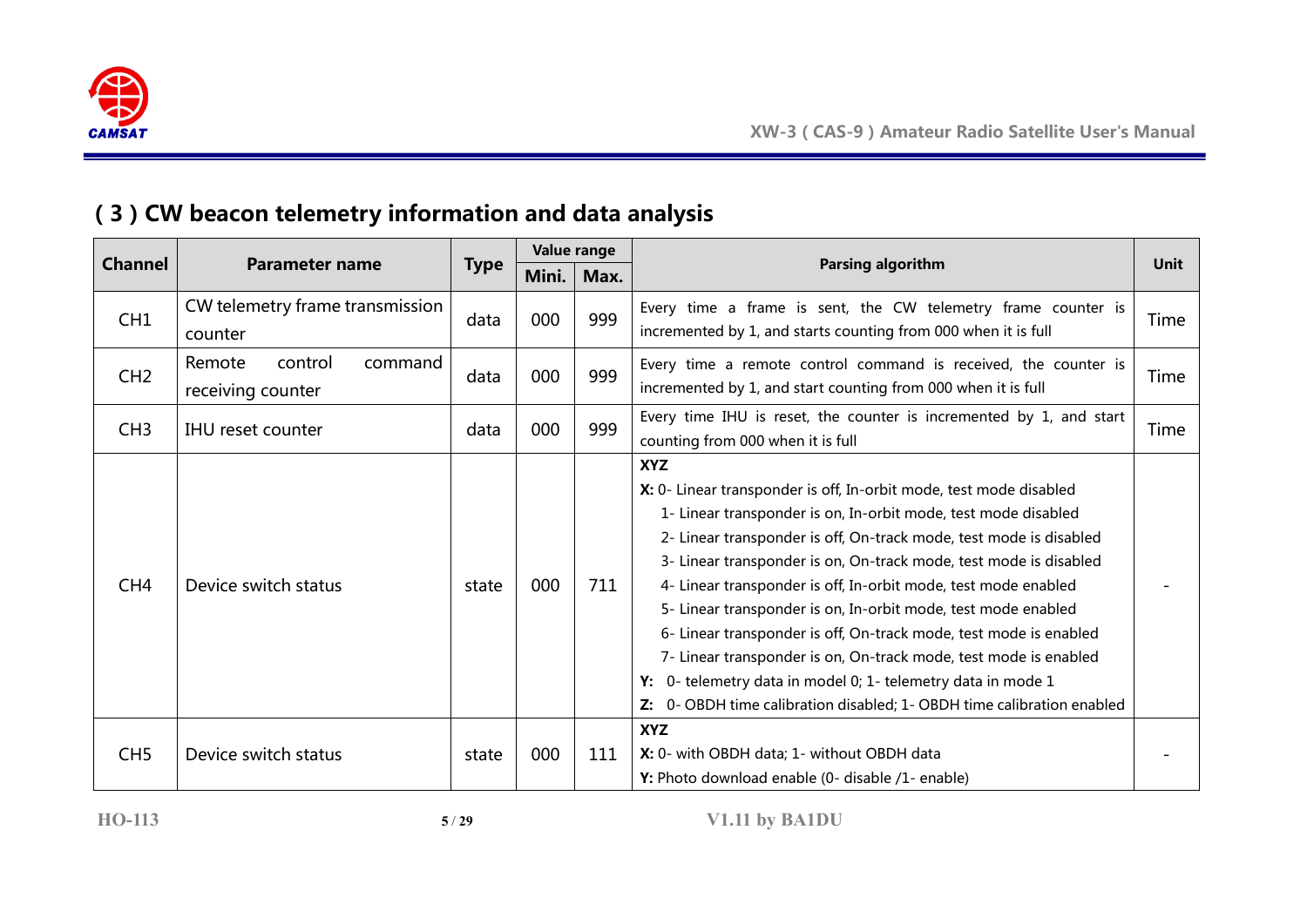## ( 3 ) CW beacon telemetry information and data analysis

| Channel | Parameter name | Type | Value range | | Parsing algorithm | Unit |
|---|---|---|---|---|---|---|
| | | | Mini. | Max. | | |
| CH1 | CW telemetry frame transmission counter | data | 000 | 999 | Every time a frame is sent, the CW telemetry frame counter is incremented by 1, and starts counting from 000 when it is full | Time |
| CH2 | Remote control command receiving counter | data | 000 | 999 | Every time a remote control command is received, the counter is incremented by 1, and start counting from 000 when it is full | Time |
| CH3 | IHU reset counter | data | 000 | 999 | Every time IHU is reset, the counter is incremented by 1, and start counting from 000 when it is full | Time |
| CH4 | Device switch status | state | 000 | 711 | **XYZ**<br>**X:** 0- Linear transponder is off, In-orbit mode, test mode disabled<br>1- Linear transponder is on, In-orbit mode, test mode disabled<br>2- Linear transponder is off, On-track mode, test mode is disabled<br>3- Linear transponder is on, On-track mode, test mode is disabled<br>4- Linear transponder is off, In-orbit mode, test mode enabled<br>5- Linear transponder is on, In-orbit mode, test mode enabled<br>6- Linear transponder is off, On-track mode, test mode is enabled<br>7- Linear transponder is on, On-track mode, test mode is enabled<br>**Y:** 0- telemetry data in model 0; 1- telemetry data in mode 1<br>**Z:** 0- OBDH time calibration disabled; 1- OBDH time calibration enabled | - |
| CH5 | Device switch status | state | 000 | 111 | **XYZ**<br>**X:** 0- with OBDH data; 1- without OBDH data<br>**Y:** Photo download enable (0- disable /1- enable) | - |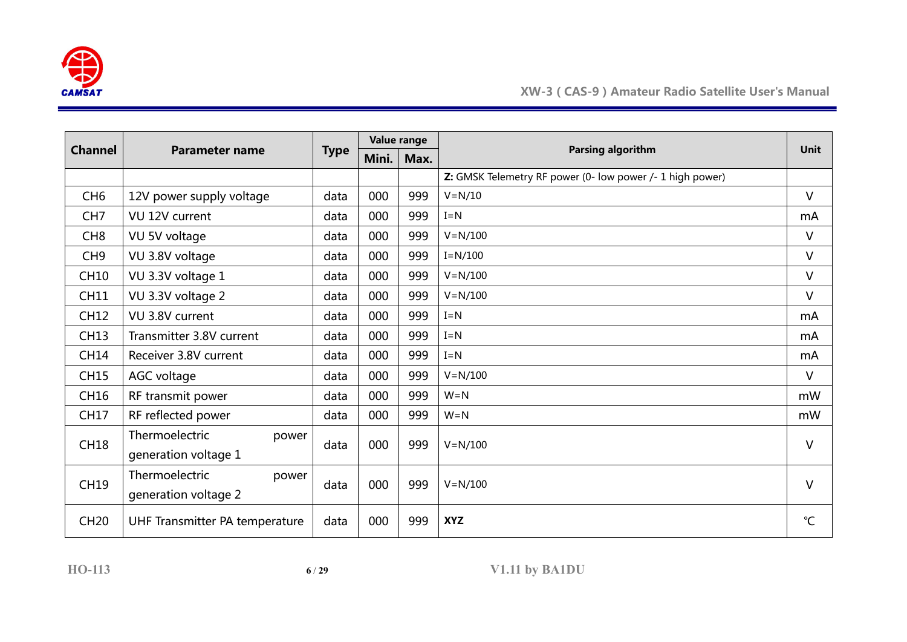| Channel | Parameter name | Type | Value range | | Parsing algorithm | Unit |
|---|---|---|---|---|---|---|
| | | | Mini. | Max. | | |
| | | | | | **Z:** GMSK Telemetry RF power (0- low power /- 1 high power) | |
| CH6 | 12V power supply voltage | data | 000 | 999 | V=N/10 | V |
| CH7 | VU 12V current | data | 000 | 999 | I=N | mA |
| CH8 | VU 5V voltage | data | 000 | 999 | V=N/100 | V |
| CH9 | VU 3.8V voltage | data | 000 | 999 | I=N/100 | V |
| CH10 | VU 3.3V voltage 1 | data | 000 | 999 | V=N/100 | V |
| CH11 | VU 3.3V voltage 2 | data | 000 | 999 | V=N/100 | V |
| CH12 | VU 3.8V current | data | 000 | 999 | I=N | mA |
| CH13 | Transmitter 3.8V current | data | 000 | 999 | I=N | mA |
| CH14 | Receiver 3.8V current | data | 000 | 999 | I=N | mA |
| CH15 | AGC voltage | data | 000 | 999 | V=N/100 | V |
| CH16 | RF transmit power | data | 000 | 999 | W=N | mW |
| CH17 | RF reflected power | data | 000 | 999 | W=N | mW |
| CH18 | Thermoelectric power generation voltage 1 | data | 000 | 999 | V=N/100 | V |
| CH19 | Thermoelectric power generation voltage 2 | data | 000 | 999 | V=N/100 | V |
| CH20 | UHF Transmitter PA temperature | data | 000 | 999 | **XYZ** | ℃ |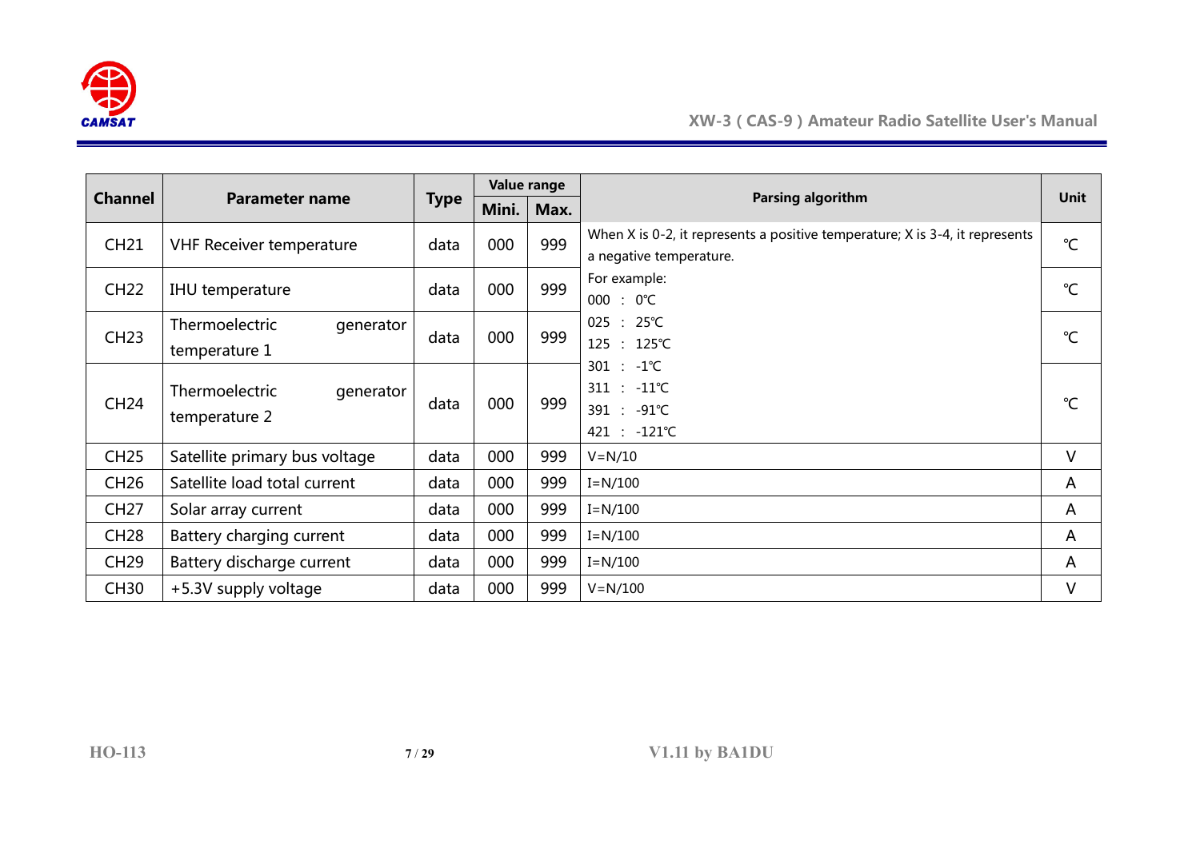| Channel | Parameter name | Type | Value range | | Parsing algorithm | Unit |
|---|---|---|---|---|---|---|
| | | | Mini. | Max. | | |
| CH21 | VHF Receiver temperature | data | 000 | 999 | When X is 0-2, it represents a positive temperature; X is 3-4, it represents a negative temperature. For example: 000 : 0℃ 025 : 25℃ 125 : 125℃ 301 : -1℃ 311 : -11℃ 391 : -91℃ 421 : -121℃ | ℃ |
| CH22 | IHU temperature | data | 000 | 999 | | ℃ |
| CH23 | Thermoelectric generator temperature 1 | data | 000 | 999 | | ℃ |
| CH24 | Thermoelectric generator temperature 2 | data | 000 | 999 | | ℃ |
| CH25 | Satellite primary bus voltage | data | 000 | 999 | V=N/10 | V |
| CH26 | Satellite load total current | data | 000 | 999 | I=N/100 | A |
| CH27 | Solar array current | data | 000 | 999 | I=N/100 | A |
| CH28 | Battery charging current | data | 000 | 999 | I=N/100 | A |
| CH29 | Battery discharge current | data | 000 | 999 | I=N/100 | A |
| CH30 | +5.3V supply voltage | data | 000 | 999 | V=N/100 | V |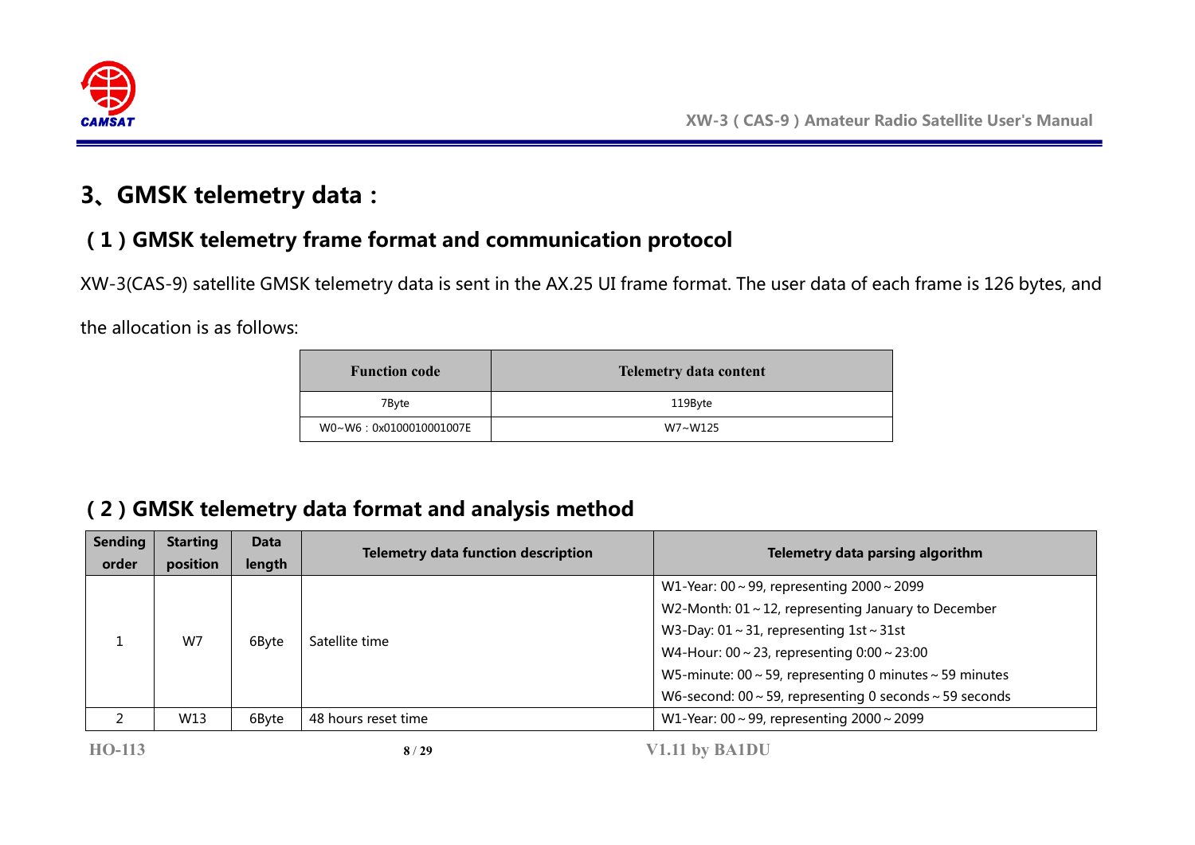# 3、GMSK telemetry data：

## （1）GMSK telemetry frame format and communication protocol

XW-3(CAS-9) satellite GMSK telemetry data is sent in the AX.25 UI frame format. The user data of each frame is 126 bytes, and the allocation is as follows:

| Function code | Telemetry data content |
|---|---|
| 7Byte | 119Byte |
| W0~W6：0x0100010001007E | W7~W125 |

## （2）GMSK telemetry data format and analysis method

| Sending order | Starting position | Data length | Telemetry data function description | Telemetry data parsing algorithm |
|---|---|---|---|---|
| 1 | W7 | 6Byte | Satellite time | W1-Year: 00～99, representing 2000～2099<br>W2-Month: 01～12, representing January to December<br>W3-Day: 01～31, representing 1st～31st<br>W4-Hour: 00～23, representing 0:00～23:00<br>W5-minute: 00～59, representing 0 minutes～59 minutes<br>W6-second: 00～59, representing 0 seconds～59 seconds |
| 2 | W13 | 6Byte | 48 hours reset time | W1-Year: 00～99, representing 2000～2099 |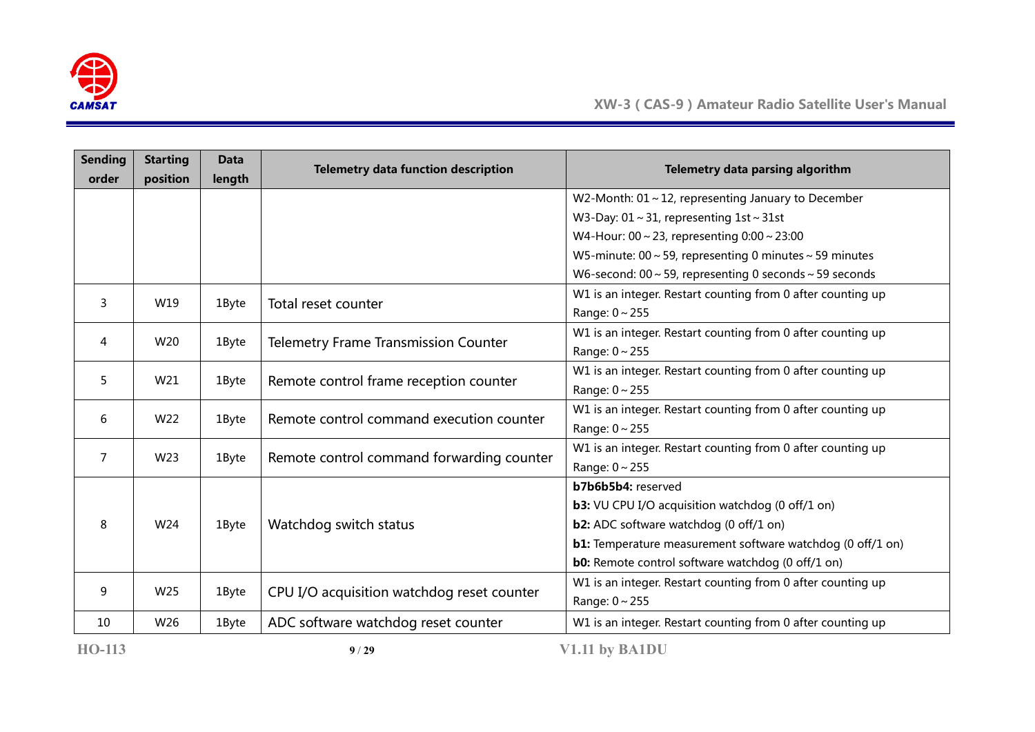| Sending order | Starting position | Data length | Telemetry data function description | Telemetry data parsing algorithm |
|---|---|---|---|---|
| | | | | W2-Month: 01～12, representing January to December<br>W3-Day: 01～31, representing 1st～31st<br>W4-Hour: 00～23, representing 0:00～23:00<br>W5-minute: 00～59, representing 0 minutes～59 minutes<br>W6-second: 00～59, representing 0 seconds～59 seconds |
| 3 | W19 | 1Byte | Total reset counter | W1 is an integer. Restart counting from 0 after counting up<br>Range: 0～255 |
| 4 | W20 | 1Byte | Telemetry Frame Transmission Counter | W1 is an integer. Restart counting from 0 after counting up<br>Range: 0～255 |
| 5 | W21 | 1Byte | Remote control frame reception counter | W1 is an integer. Restart counting from 0 after counting up<br>Range: 0～255 |
| 6 | W22 | 1Byte | Remote control command execution counter | W1 is an integer. Restart counting from 0 after counting up<br>Range: 0～255 |
| 7 | W23 | 1Byte | Remote control command forwarding counter | W1 is an integer. Restart counting from 0 after counting up<br>Range: 0～255 |
| 8 | W24 | 1Byte | Watchdog switch status | **b7b6b5b4:** reserved<br>**b3:** VU CPU I/O acquisition watchdog (0 off/1 on)<br>**b2:** ADC software watchdog (0 off/1 on)<br>**b1:** Temperature measurement software watchdog (0 off/1 on)<br>**b0:** Remote control software watchdog (0 off/1 on) |
| 9 | W25 | 1Byte | CPU I/O acquisition watchdog reset counter | W1 is an integer. Restart counting from 0 after counting up<br>Range: 0～255 |
| 10 | W26 | 1Byte | ADC software watchdog reset counter | W1 is an integer. Restart counting from 0 after counting up |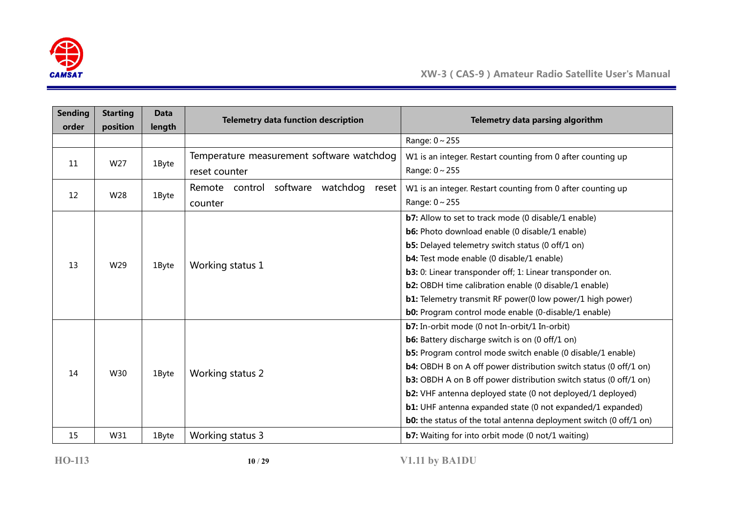| Sending order | Starting position | Data length | Telemetry data function description | Telemetry data parsing algorithm |
|---|---|---|---|---|
| | | | | Range: 0～255 |
| 11 | W27 | 1Byte | Temperature measurement software watchdog reset counter | W1 is an integer. Restart counting from 0 after counting up<br>Range: 0～255 |
| 12 | W28 | 1Byte | Remote control software watchdog reset counter | W1 is an integer. Restart counting from 0 after counting up<br>Range: 0～255 |
| 13 | W29 | 1Byte | Working status 1 | **b7:** Allow to set to track mode (0 disable/1 enable)<br>**b6:** Photo download enable (0 disable/1 enable)<br>**b5:** Delayed telemetry switch status (0 off/1 on)<br>**b4:** Test mode enable (0 disable/1 enable)<br>**b3:** 0: Linear transponder off; 1: Linear transponder on.<br>**b2:** OBDH time calibration enable (0 disable/1 enable)<br>**b1:** Telemetry transmit RF power(0 low power/1 high power)<br>**b0:** Program control mode enable (0-disable/1 enable) |
| 14 | W30 | 1Byte | Working status 2 | **b7:** In-orbit mode (0 not In-orbit/1 In-orbit)<br>**b6:** Battery discharge switch is on (0 off/1 on)<br>**b5:** Program control mode switch enable (0 disable/1 enable)<br>**b4:** OBDH B on A off power distribution switch status (0 off/1 on)<br>**b3:** OBDH A on B off power distribution switch status (0 off/1 on)<br>**b2:** VHF antenna deployed state (0 not deployed/1 deployed)<br>**b1:** UHF antenna expanded state (0 not expanded/1 expanded)<br>**b0:** the status of the total antenna deployment switch (0 off/1 on) |
| 15 | W31 | 1Byte | Working status 3 | **b7:** Waiting for into orbit mode (0 not/1 waiting) |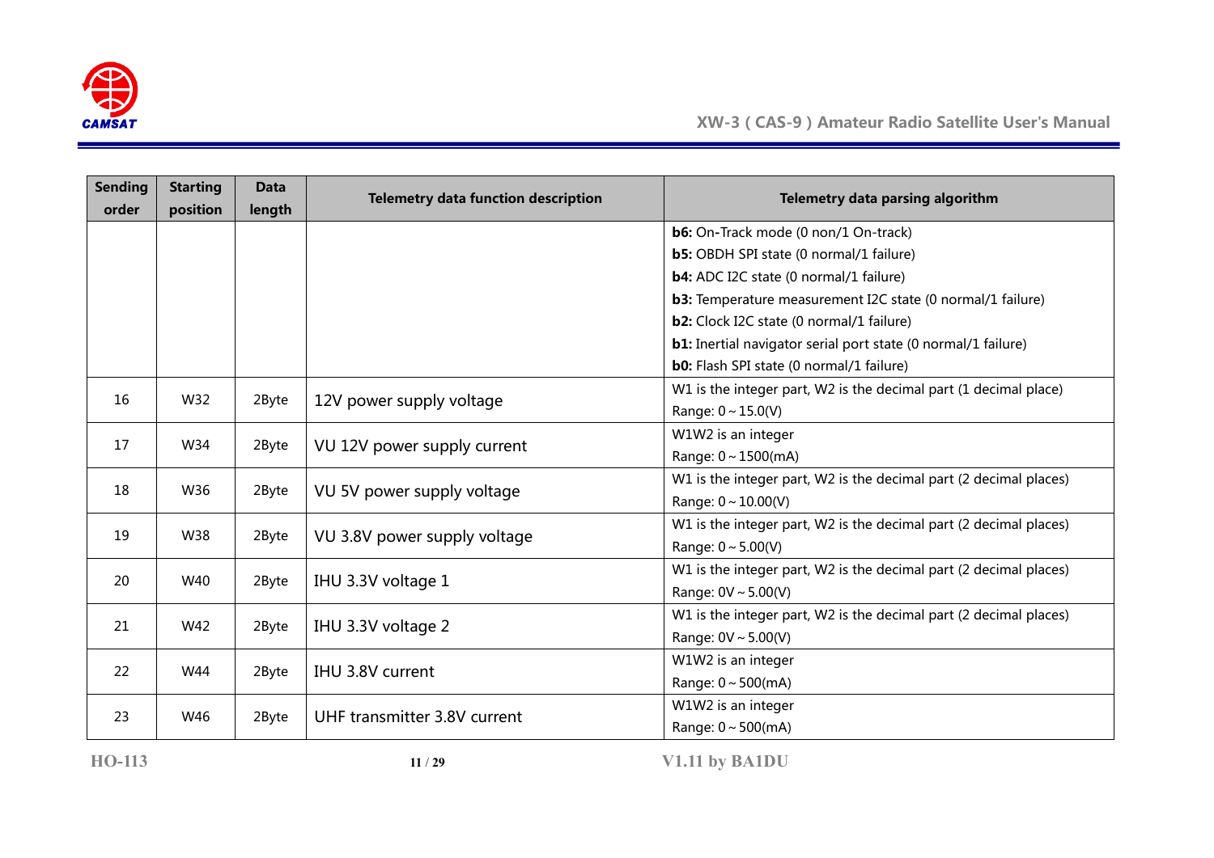| Sending order | Starting position | Data length | Telemetry data function description | Telemetry data parsing algorithm |
|---|---|---|---|---|
| | | | | **b6:** On-Track mode (0 non/1 On-track)<br>**b5:** OBDH SPI state (0 normal/1 failure)<br>**b4:** ADC I2C state (0 normal/1 failure)<br>**b3:** Temperature measurement I2C state (0 normal/1 failure)<br>**b2:** Clock I2C state (0 normal/1 failure)<br>**b1:** Inertial navigator serial port state (0 normal/1 failure)<br>**b0:** Flash SPI state (0 normal/1 failure) |
| 16 | W32 | 2Byte | 12V power supply voltage | W1 is the integer part, W2 is the decimal part (1 decimal place)<br>Range: 0 ~ 15.0(V) |
| 17 | W34 | 2Byte | VU 12V power supply current | W1W2 is an integer<br>Range: 0 ~ 1500(mA) |
| 18 | W36 | 2Byte | VU 5V power supply voltage | W1 is the integer part, W2 is the decimal part (2 decimal places)<br>Range: 0 ~ 10.00(V) |
| 19 | W38 | 2Byte | VU 3.8V power supply voltage | W1 is the integer part, W2 is the decimal part (2 decimal places)<br>Range: 0 ~ 5.00(V) |
| 20 | W40 | 2Byte | IHU 3.3V voltage 1 | W1 is the integer part, W2 is the decimal part (2 decimal places)<br>Range: 0V ~ 5.00(V) |
| 21 | W42 | 2Byte | IHU 3.3V voltage 2 | W1 is the integer part, W2 is the decimal part (2 decimal places)<br>Range: 0V ~ 5.00(V) |
| 22 | W44 | 2Byte | IHU 3.8V current | W1W2 is an integer<br>Range: 0 ~ 500(mA) |
| 23 | W46 | 2Byte | UHF transmitter 3.8V current | W1W2 is an integer<br>Range: 0 ~ 500(mA) |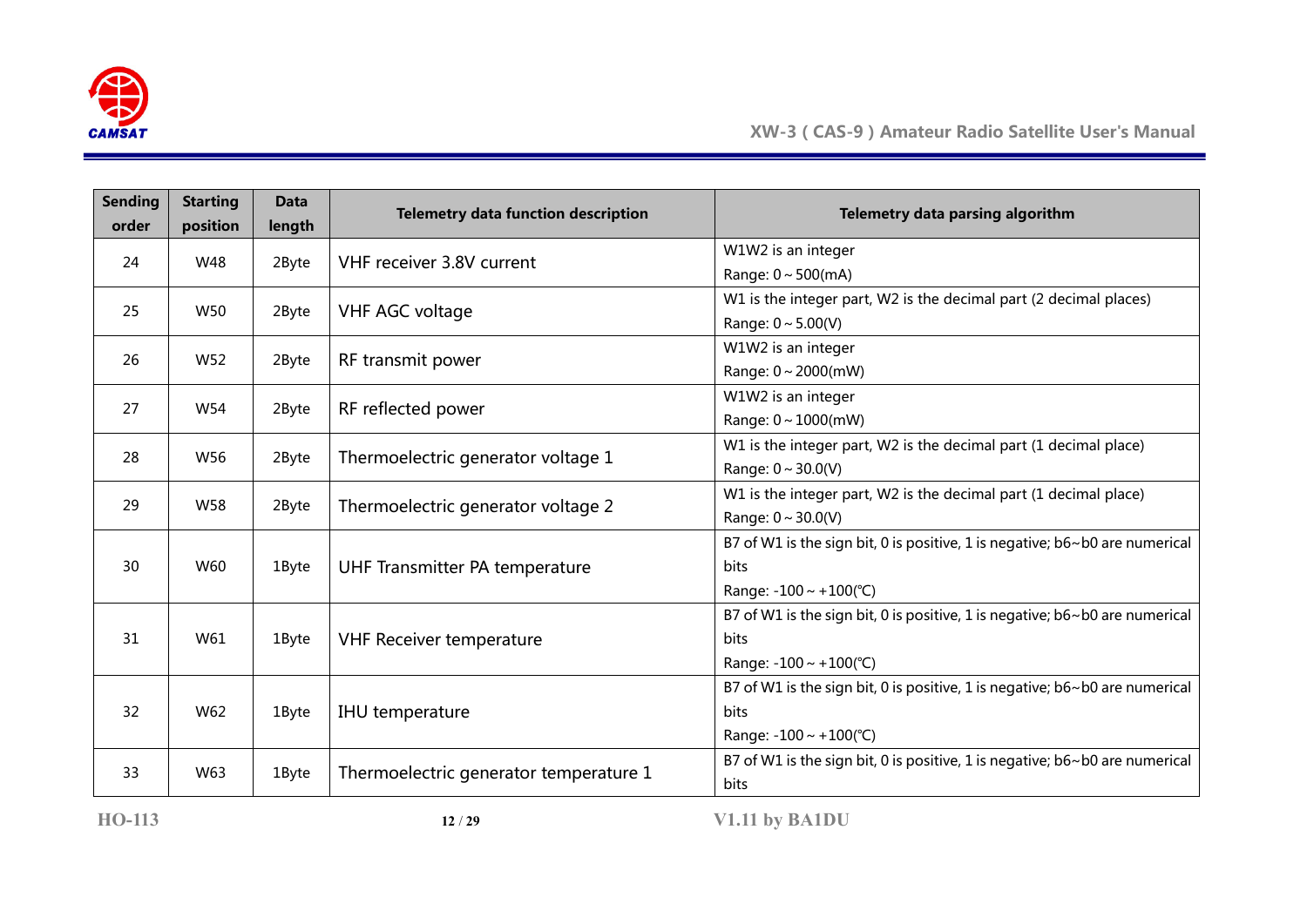| Sending order | Starting position | Data length | Telemetry data function description | Telemetry data parsing algorithm |
|---|---|---|---|---|
| 24 | W48 | 2Byte | VHF receiver 3.8V current | W1W2 is an integer<br>Range: 0 ~ 500(mA) |
| 25 | W50 | 2Byte | VHF AGC voltage | W1 is the integer part, W2 is the decimal part (2 decimal places)<br>Range: 0 ~ 5.00(V) |
| 26 | W52 | 2Byte | RF transmit power | W1W2 is an integer<br>Range: 0 ~ 2000(mW) |
| 27 | W54 | 2Byte | RF reflected power | W1W2 is an integer<br>Range: 0 ~ 1000(mW) |
| 28 | W56 | 2Byte | Thermoelectric generator voltage 1 | W1 is the integer part, W2 is the decimal part (1 decimal place)<br>Range: 0 ~ 30.0(V) |
| 29 | W58 | 2Byte | Thermoelectric generator voltage 2 | W1 is the integer part, W2 is the decimal part (1 decimal place)<br>Range: 0 ~ 30.0(V) |
| 30 | W60 | 1Byte | UHF Transmitter PA temperature | B7 of W1 is the sign bit, 0 is positive, 1 is negative; b6~b0 are numerical bits<br>Range: -100 ~ +100(℃) |
| 31 | W61 | 1Byte | VHF Receiver temperature | B7 of W1 is the sign bit, 0 is positive, 1 is negative; b6~b0 are numerical bits<br>Range: -100 ~ +100(℃) |
| 32 | W62 | 1Byte | IHU temperature | B7 of W1 is the sign bit, 0 is positive, 1 is negative; b6~b0 are numerical bits<br>Range: -100 ~ +100(℃) |
| 33 | W63 | 1Byte | Thermoelectric generator temperature 1 | B7 of W1 is the sign bit, 0 is positive, 1 is negative; b6~b0 are numerical bits |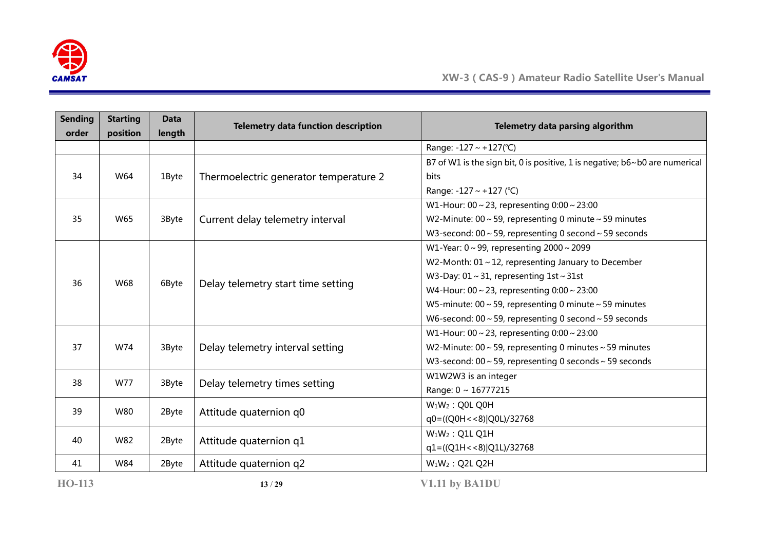| Sending order | Starting position | Data length | Telemetry data function description | Telemetry data parsing algorithm |
|---|---|---|---|---|
| | | | | Range: -127 ~ +127(℃) |
| 34 | W64 | 1Byte | Thermoelectric generator temperature 2 | B7 of W1 is the sign bit, 0 is positive, 1 is negative; b6~b0 are numerical bits<br>Range: -127 ~ +127 (℃) |
| 35 | W65 | 3Byte | Current delay telemetry interval | W1-Hour: 00 ~ 23, representing 0:00 ~ 23:00<br>W2-Minute: 00 ~ 59, representing 0 minute ~ 59 minutes<br>W3-second: 00 ~ 59, representing 0 second ~ 59 seconds |
| 36 | W68 | 6Byte | Delay telemetry start time setting | W1-Year: 0 ~ 99, representing 2000 ~ 2099<br>W2-Month: 01 ~ 12, representing January to December<br>W3-Day: 01 ~ 31, representing 1st ~ 31st<br>W4-Hour: 00 ~ 23, representing 0:00 ~ 23:00<br>W5-minute: 00 ~ 59, representing 0 minute ~ 59 minutes<br>W6-second: 00 ~ 59, representing 0 second ~ 59 seconds |
| 37 | W74 | 3Byte | Delay telemetry interval setting | W1-Hour: 00 ~ 23, representing 0:00 ~ 23:00<br>W2-Minute: 00 ~ 59, representing 0 minutes ~ 59 minutes<br>W3-second: 00 ~ 59, representing 0 seconds ~ 59 seconds |
| 38 | W77 | 3Byte | Delay telemetry times setting | W1W2W3 is an integer<br>Range: 0 ~ 16777215 |
| 39 | W80 | 2Byte | Attitude quaternion q0 | $W_1W_2$ : Q0L Q0H<br>q0=((Q0H<<8)\|Q0L)/32768 |
| 40 | W82 | 2Byte | Attitude quaternion q1 | $W_1W_2$ : Q1L Q1H<br>q1=((Q1H<<8)\|Q1L)/32768 |
| 41 | W84 | 2Byte | Attitude quaternion q2 | $W_1W_2$ : Q2L Q2H |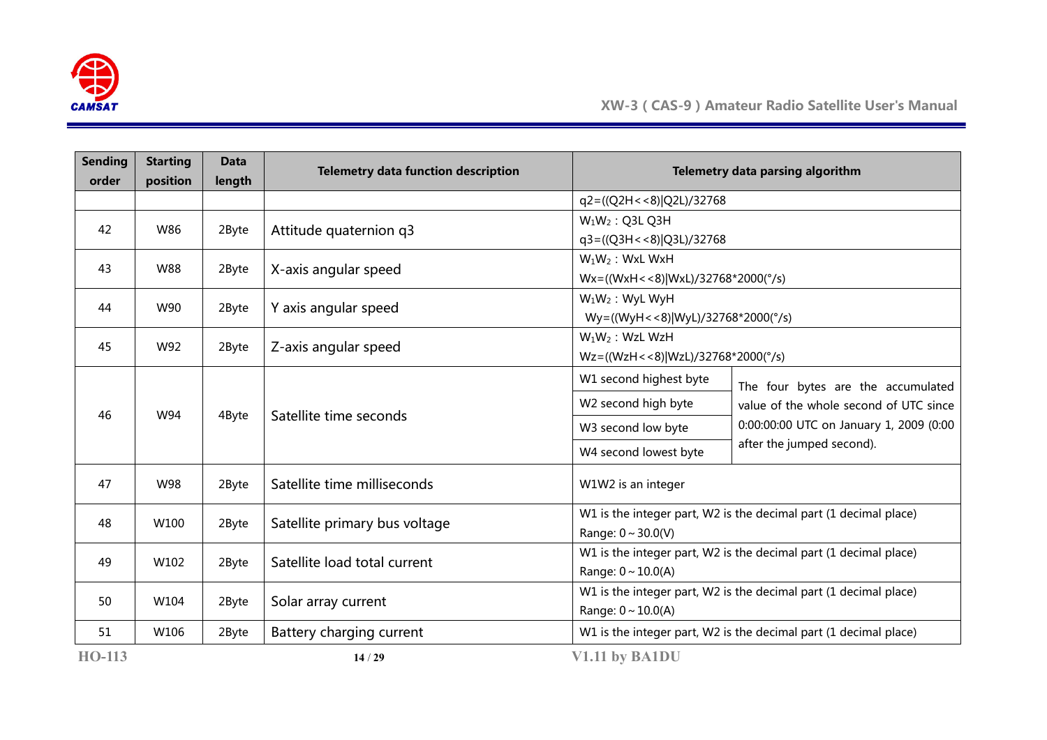| Sending order | Starting position | Data length | Telemetry data function description | Telemetry data parsing algorithm | |
|---|---|---|---|---|---|
| | | | | q2=((Q2H<<8)\|Q2L)/32768 | |
| 42 | W86 | 2Byte | Attitude quaternion q3 | $W_1W_2$ : Q3L Q3H<br>q3=((Q3H<<8)\|Q3L)/32768 | |
| 43 | W88 | 2Byte | X-axis angular speed | $W_1W_2$ : WxL WxH<br>Wx=((WxH<<8)\|WxL)/32768*2000(°/s) | |
| 44 | W90 | 2Byte | Y axis angular speed | $W_1W_2$ : WyL WyH<br>Wy=((WyH<<8)\|WyL)/32768*2000(°/s) | |
| 45 | W92 | 2Byte | Z-axis angular speed | $W_1W_2$ : WzL WzH<br>Wz=((WzH<<8)\|WzL)/32768*2000(°/s) | |
| 46 | W94 | 4Byte | Satellite time seconds | W1 second highest byte | The four bytes are the accumulated value of the whole second of UTC since 0:00:00:00 UTC on January 1, 2009 (0:00 after the jumped second). |
| | | | | W2 second high byte | |
| | | | | W3 second low byte | |
| | | | | W4 second lowest byte | |
| 47 | W98 | 2Byte | Satellite time milliseconds | W1W2 is an integer | |
| 48 | W100 | 2Byte | Satellite primary bus voltage | W1 is the integer part, W2 is the decimal part (1 decimal place)<br>Range: 0～30.0(V) | |
| 49 | W102 | 2Byte | Satellite load total current | W1 is the integer part, W2 is the decimal part (1 decimal place)<br>Range: 0～10.0(A) | |
| 50 | W104 | 2Byte | Solar array current | W1 is the integer part, W2 is the decimal part (1 decimal place)<br>Range: 0～10.0(A) | |
| 51 | W106 | 2Byte | Battery charging current | W1 is the integer part, W2 is the decimal part (1 decimal place) | |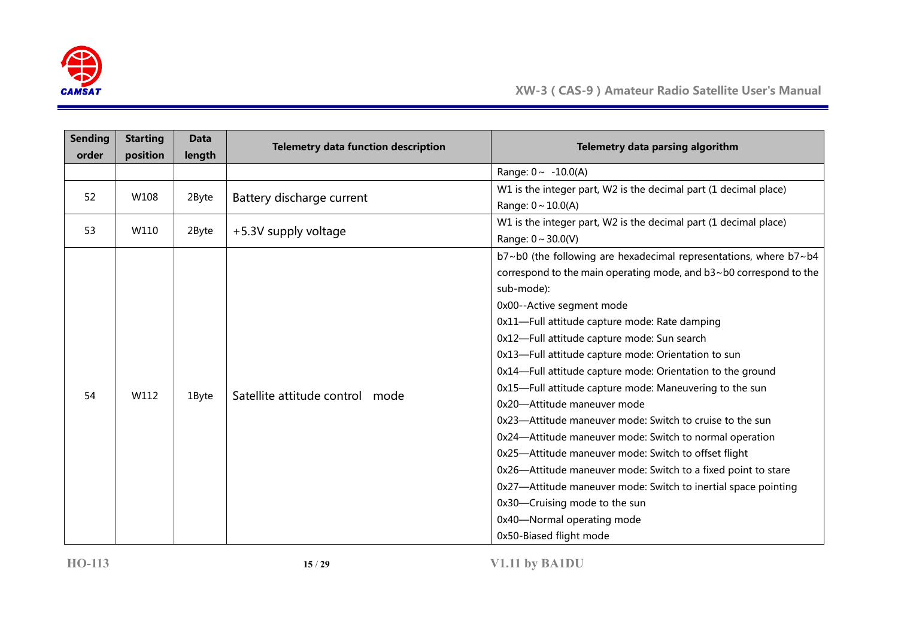| Sending order | Starting position | Data length | Telemetry data function description | Telemetry data parsing algorithm |
|---|---|---|---|---|
| | | | | Range: 0～ -10.0(A) |
| 52 | W108 | 2Byte | Battery discharge current | W1 is the integer part, W2 is the decimal part (1 decimal place)<br>Range: 0～10.0(A) |
| 53 | W110 | 2Byte | +5.3V supply voltage | W1 is the integer part, W2 is the decimal part (1 decimal place)<br>Range: 0～30.0(V) |
| 54 | W112 | 1Byte | Satellite attitude control mode | b7~b0 (the following are hexadecimal representations, where b7~b4 correspond to the main operating mode, and b3~b0 correspond to the sub-mode):<br>0x00--Active segment mode<br>0x11—Full attitude capture mode: Rate damping<br>0x12—Full attitude capture mode: Sun search<br>0x13—Full attitude capture mode: Orientation to sun<br>0x14—Full attitude capture mode: Orientation to the ground<br>0x15—Full attitude capture mode: Maneuvering to the sun<br>0x20—Attitude maneuver mode<br>0x23—Attitude maneuver mode: Switch to cruise to the sun<br>0x24—Attitude maneuver mode: Switch to normal operation<br>0x25—Attitude maneuver mode: Switch to offset flight<br>0x26—Attitude maneuver mode: Switch to a fixed point to stare<br>0x27—Attitude maneuver mode: Switch to inertial space pointing<br>0x30—Cruising mode to the sun<br>0x40—Normal operating mode<br>0x50-Biased flight mode |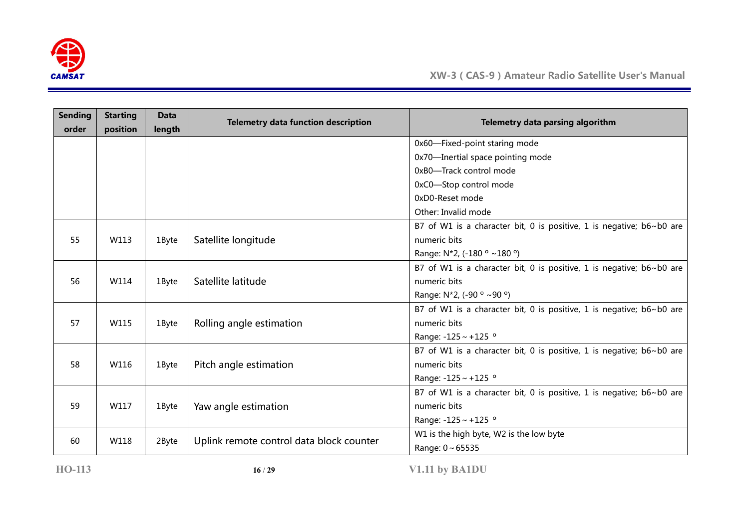| Sending order | Starting position | Data length | Telemetry data function description | Telemetry data parsing algorithm |
|---|---|---|---|---|
| | | | | 0x60—Fixed-point staring mode<br>0x70—Inertial space pointing mode<br>0xB0—Track control mode<br>0xC0—Stop control mode<br>0xD0-Reset mode<br>Other: Invalid mode |
| 55 | W113 | 1Byte | Satellite longitude | B7 of W1 is a character bit, 0 is positive, 1 is negative; b6~b0 are numeric bits<br>Range: N*2, (-180 ° ~180 °) |
| 56 | W114 | 1Byte | Satellite latitude | B7 of W1 is a character bit, 0 is positive, 1 is negative; b6~b0 are numeric bits<br>Range: N*2, (-90 ° ~90 °) |
| 57 | W115 | 1Byte | Rolling angle estimation | B7 of W1 is a character bit, 0 is positive, 1 is negative; b6~b0 are numeric bits<br>Range: -125～+125 ° |
| 58 | W116 | 1Byte | Pitch angle estimation | B7 of W1 is a character bit, 0 is positive, 1 is negative; b6~b0 are numeric bits<br>Range: -125～+125 ° |
| 59 | W117 | 1Byte | Yaw angle estimation | B7 of W1 is a character bit, 0 is positive, 1 is negative; b6~b0 are numeric bits<br>Range: -125～+125 ° |
| 60 | W118 | 2Byte | Uplink remote control data block counter | W1 is the high byte, W2 is the low byte<br>Range: 0～65535 |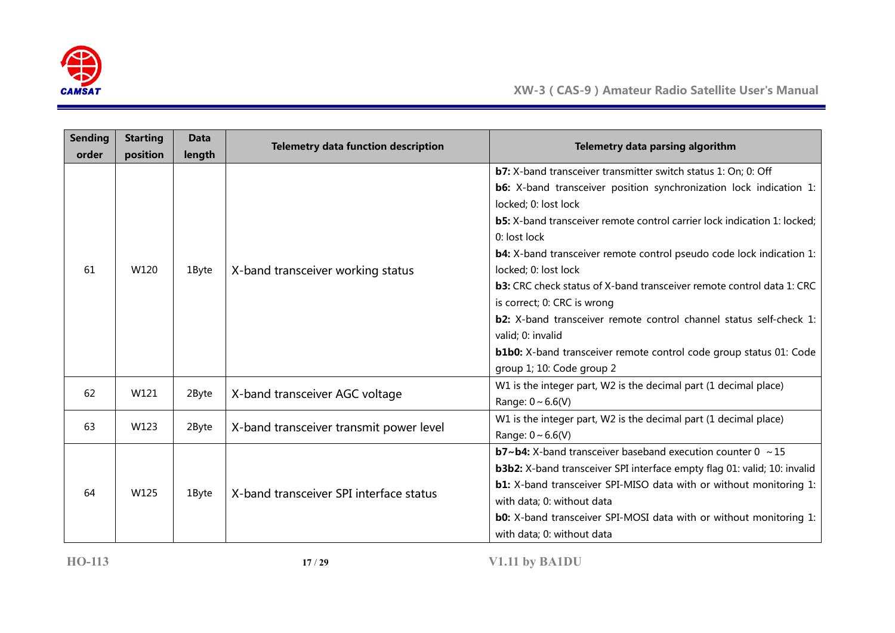| Sending order | Starting position | Data length | Telemetry data function description | Telemetry data parsing algorithm |
|---|---|---|---|---|
| 61 | W120 | 1Byte | X-band transceiver working status | **b7:** X-band transceiver transmitter switch status 1: On; 0: Off<br>**b6:** X-band transceiver position synchronization lock indication 1: locked; 0: lost lock<br>**b5:** X-band transceiver remote control carrier lock indication 1: locked; 0: lost lock<br>**b4:** X-band transceiver remote control pseudo code lock indication 1: locked; 0: lost lock<br>**b3:** CRC check status of X-band transceiver remote control data 1: CRC is correct; 0: CRC is wrong<br>**b2:** X-band transceiver remote control channel status self-check 1: valid; 0: invalid<br>**b1b0:** X-band transceiver remote control code group status 01: Code group 1; 10: Code group 2 |
| 62 | W121 | 2Byte | X-band transceiver AGC voltage | W1 is the integer part, W2 is the decimal part (1 decimal place)<br>Range: 0 ~ 6.6(V) |
| 63 | W123 | 2Byte | X-band transceiver transmit power level | W1 is the integer part, W2 is the decimal part (1 decimal place)<br>Range: 0 ~ 6.6(V) |
| 64 | W125 | 1Byte | X-band transceiver SPI interface status | **b7~b4:** X-band transceiver baseband execution counter 0 ~15<br>**b3b2:** X-band transceiver SPI interface empty flag 01: valid; 10: invalid<br>**b1:** X-band transceiver SPI-MISO data with or without monitoring 1: with data; 0: without data<br>**b0:** X-band transceiver SPI-MOSI data with or without monitoring 1: with data; 0: without data |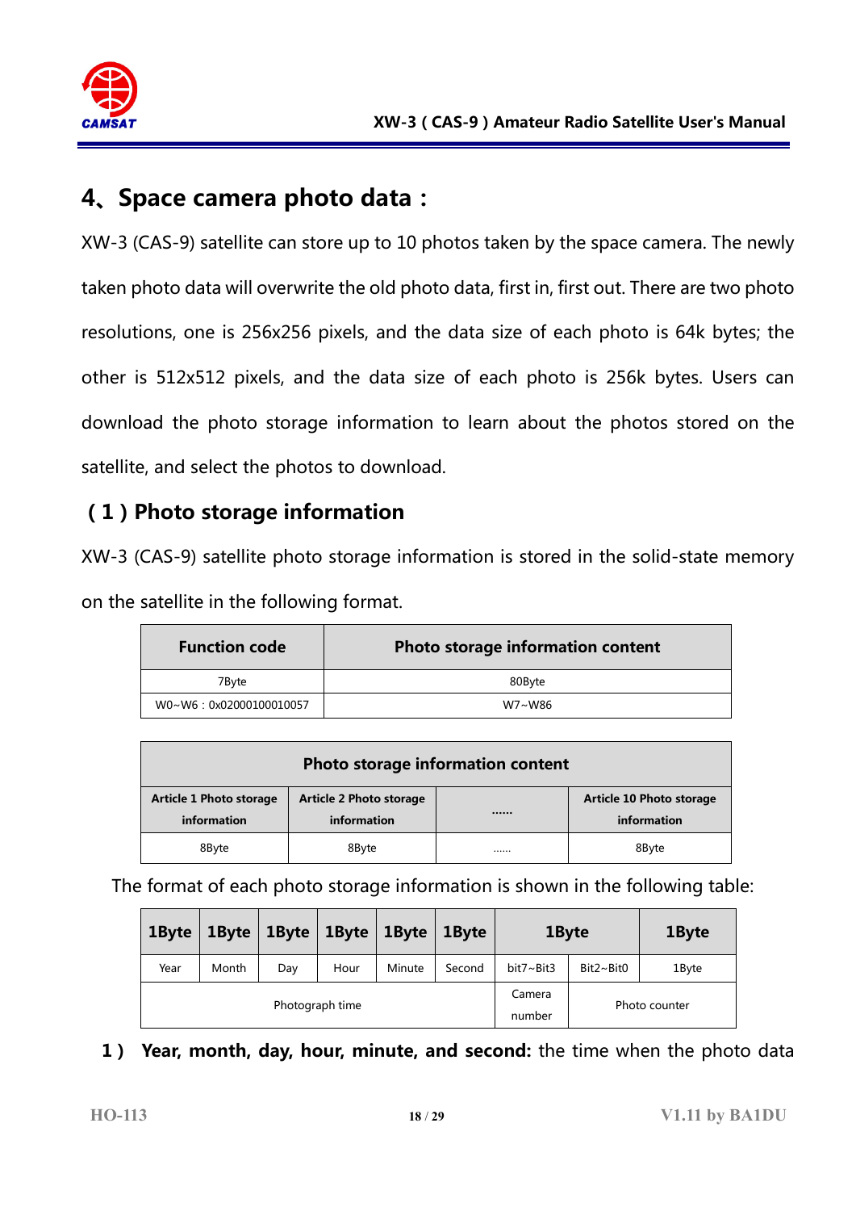# 4、Space camera photo data：

XW-3 (CAS-9) satellite can store up to 10 photos taken by the space camera. The newly taken photo data will overwrite the old photo data, first in, first out. There are two photo resolutions, one is 256x256 pixels, and the data size of each photo is 64k bytes; the other is 512x512 pixels, and the data size of each photo is 256k bytes. Users can download the photo storage information to learn about the photos stored on the satellite, and select the photos to download.

## （1）Photo storage information

XW-3 (CAS-9) satellite photo storage information is stored in the solid-state memory on the satellite in the following format.

| Function code | Photo storage information content |
|---|---|
| 7Byte | 80Byte |
| W0~W6：0x02000100010057 | W7~W86 |

| Photo storage information content | | | |
|---|---|---|---|
| Article 1 Photo storage information | Article 2 Photo storage information | …… | Article 10 Photo storage information |
| 8Byte | 8Byte | …… | 8Byte |

The format of each photo storage information is shown in the following table:

| 1Byte | 1Byte | 1Byte | 1Byte | 1Byte | 1Byte | 1Byte | | 1Byte |
|---|---|---|---|---|---|---|---|---|
| Year | Month | Day | Hour | Minute | Second | bit7~Bit3 | Bit2~Bit0 | 1Byte |
| Photograph time | | | | | | Camera number | Photo counter | |

**1） Year, month, day, hour, minute, and second:** the time when the photo data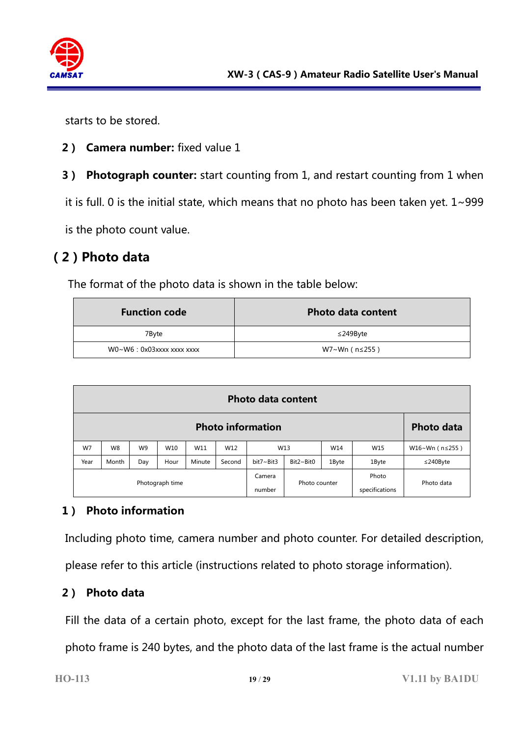starts to be stored.

**2 ) Camera number:** fixed value 1

**3 ) Photograph counter:** start counting from 1, and restart counting from 1 when it is full. 0 is the initial state, which means that no photo has been taken yet. 1~999 is the photo count value.

## ( 2 ) Photo data

The format of the photo data is shown in the table below:

| Function code | Photo data content |
|---|---|
| 7Byte | ≤249Byte |
| W0~W6 : 0x03xxxx xxxx xxxx | W7~Wn ( n≤255 ) |

| Photo data content | | | | | | | | | | |
|---|---|---|---|---|---|---|---|---|---|---|
| Photo information | | | | | | | | | | Photo data |
| W7 | W8 | W9 | W10 | W11 | W12 | W13 | | W14 | W15 | W16~Wn ( n≤255 ) |
| Year | Month | Day | Hour | Minute | Second | bit7~Bit3 | Bit2~Bit0 | 1Byte | 1Byte | ≤240Byte |
| Photograph time | | | | | | Camera number | Photo counter | | Photo specifications | Photo data |

**1 ) Photo information**

Including photo time, camera number and photo counter. For detailed description, please refer to this article (instructions related to photo storage information).

**2 ) Photo data**

Fill the data of a certain photo, except for the last frame, the photo data of each photo frame is 240 bytes, and the photo data of the last frame is the actual number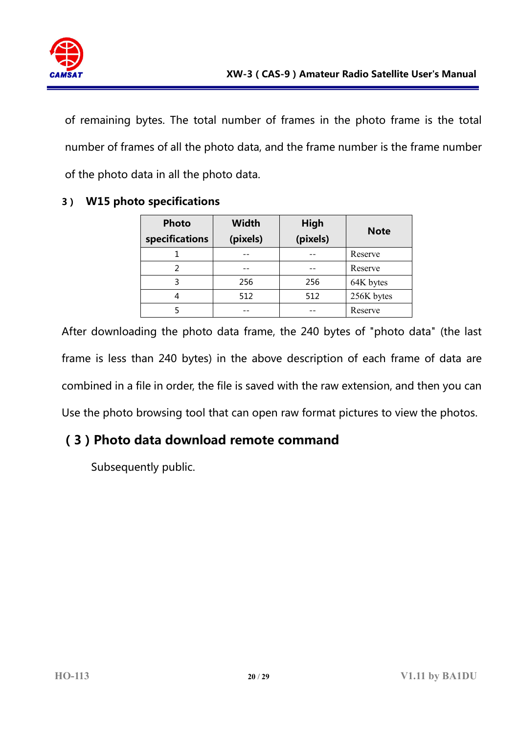of remaining bytes. The total number of frames in the photo frame is the total number of frames of all the photo data, and the frame number is the frame number of the photo data in all the photo data.

### 3 ) W15 photo specifications

| Photo specifications | Width (pixels) | High (pixels) | Note |
|---|---|---|---|
| 1 | -- | -- | Reserve |
| 2 | -- | -- | Reserve |
| 3 | 256 | 256 | 64K bytes |
| 4 | 512 | 512 | 256K bytes |
| 5 | -- | -- | Reserve |

After downloading the photo data frame, the 240 bytes of "photo data" (the last frame is less than 240 bytes) in the above description of each frame of data are combined in a file in order, the file is saved with the raw extension, and then you can Use the photo browsing tool that can open raw format pictures to view the photos.

## ( 3 ) Photo data download remote command

Subsequently public.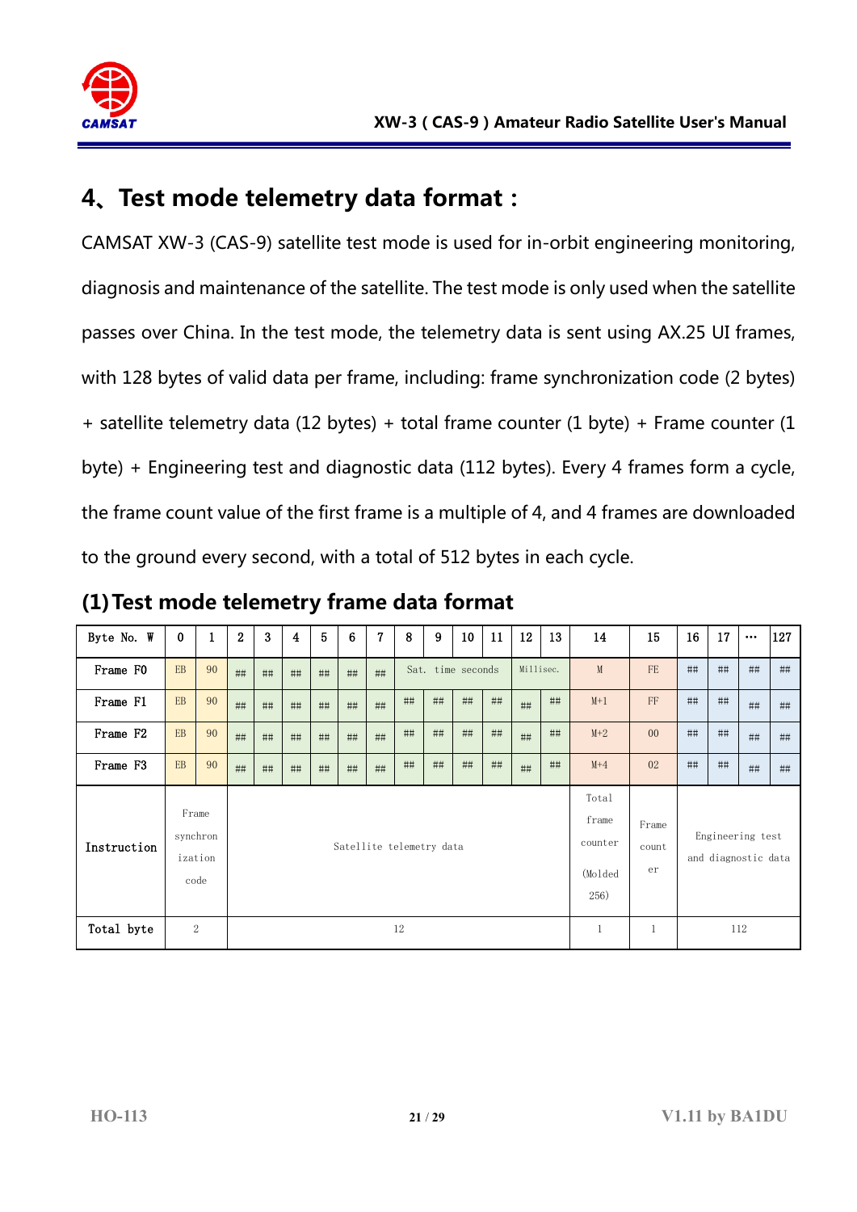# 4、Test mode telemetry data format：

CAMSAT XW-3 (CAS-9) satellite test mode is used for in-orbit engineering monitoring, diagnosis and maintenance of the satellite. The test mode is only used when the satellite passes over China. In the test mode, the telemetry data is sent using AX.25 UI frames, with 128 bytes of valid data per frame, including: frame synchronization code (2 bytes) + satellite telemetry data (12 bytes) + total frame counter (1 byte) + Frame counter (1 byte) + Engineering test and diagnostic data (112 bytes). Every 4 frames form a cycle, the frame count value of the first frame is a multiple of 4, and 4 frames are downloaded to the ground every second, with a total of 512 bytes in each cycle.

## (1) Test mode telemetry frame data format

| Byte No. W | 0 | 1 | 2 | 3 | 4 | 5 | 6 | 7 | 8 | 9 | 10 | 11 | 12 | 13 | 14 | 15 | 16 | 17 | … | 127 |
|---|---|---|---|---|---|---|---|---|---|---|---|---|---|---|---|---|---|---|---|---|
| Frame F0 | EB | 90 | ## | ## | ## | ## | ## | ## | Sat. time seconds | | | | Millisec. | | M | FE | ## | ## | ## | ## |
| Frame F1 | EB | 90 | ## | ## | ## | ## | ## | ## | ## | ## | ## | ## | ## | ## | M+1 | FF | ## | ## | ## | ## |
| Frame F2 | EB | 90 | ## | ## | ## | ## | ## | ## | ## | ## | ## | ## | ## | ## | M+2 | 00 | ## | ## | ## | ## |
| Frame F3 | EB | 90 | ## | ## | ## | ## | ## | ## | ## | ## | ## | ## | ## | ## | M+4 | 02 | ## | ## | ## | ## |
| Instruction | Frame synchronization code | | Satellite telemetry data | | | | | | | | | | | | Total frame counter (Molded 256) | Frame counter | Engineering test and diagnostic data | | | |
| Total byte | 2 | | 12 | | | | | | | | | | | | 1 | 1 | 112 | | | |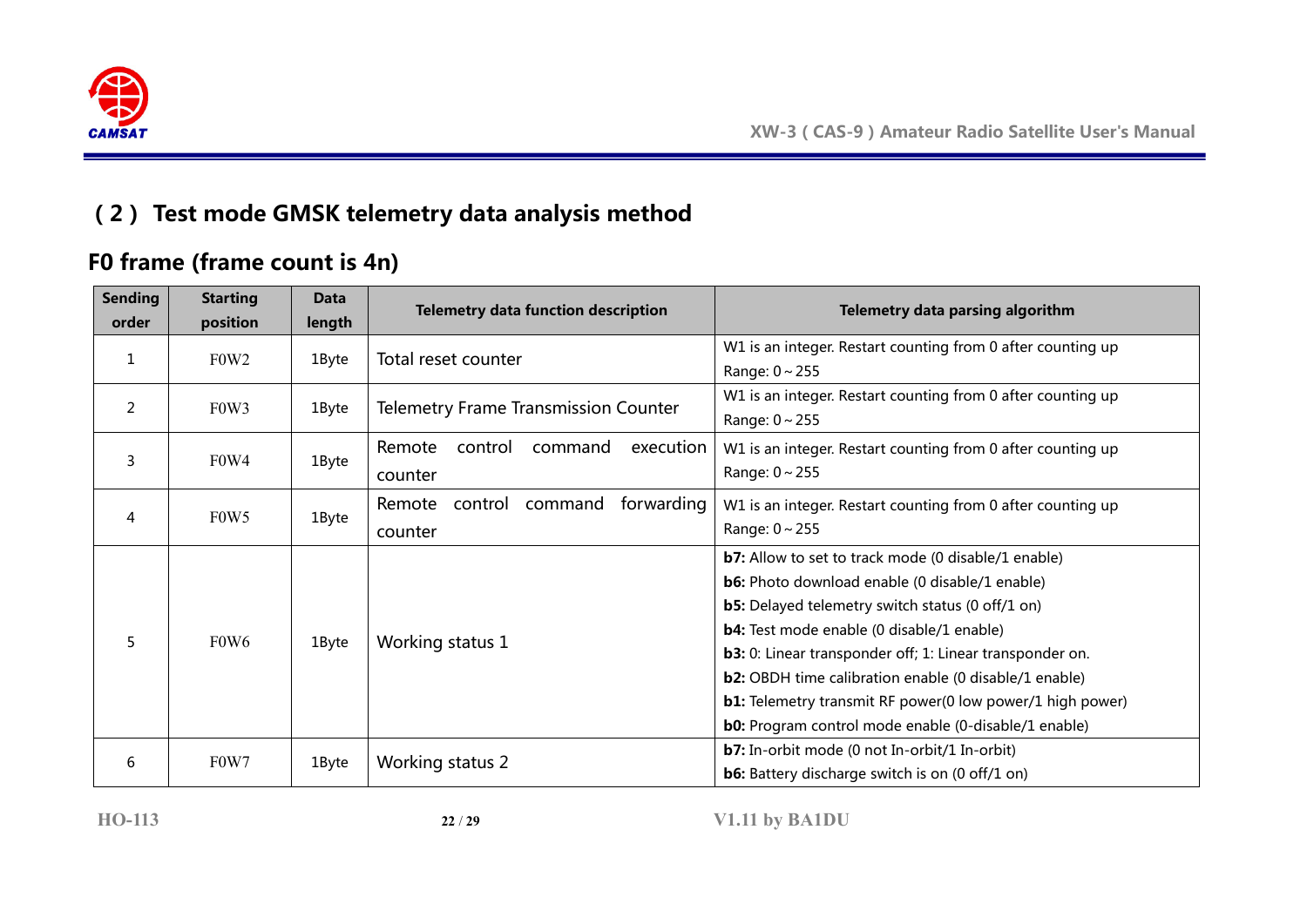## （2） Test mode GMSK telemetry data analysis method

## F0 frame (frame count is 4n)

| Sending order | Starting position | Data length | Telemetry data function description | Telemetry data parsing algorithm |
|---|---|---|---|---|
| 1 | F0W2 | 1Byte | Total reset counter | W1 is an integer. Restart counting from 0 after counting up<br>Range: 0 ~ 255 |
| 2 | F0W3 | 1Byte | Telemetry Frame Transmission Counter | W1 is an integer. Restart counting from 0 after counting up<br>Range: 0 ~ 255 |
| 3 | F0W4 | 1Byte | Remote control command execution counter | W1 is an integer. Restart counting from 0 after counting up<br>Range: 0 ~ 255 |
| 4 | F0W5 | 1Byte | Remote control command forwarding counter | W1 is an integer. Restart counting from 0 after counting up<br>Range: 0 ~ 255 |
| 5 | F0W6 | 1Byte | Working status 1 | **b7:** Allow to set to track mode (0 disable/1 enable)<br>**b6:** Photo download enable (0 disable/1 enable)<br>**b5:** Delayed telemetry switch status (0 off/1 on)<br>**b4:** Test mode enable (0 disable/1 enable)<br>**b3:** 0: Linear transponder off; 1: Linear transponder on.<br>**b2:** OBDH time calibration enable (0 disable/1 enable)<br>**b1:** Telemetry transmit RF power(0 low power/1 high power)<br>**b0:** Program control mode enable (0-disable/1 enable) |
| 6 | F0W7 | 1Byte | Working status 2 | **b7:** In-orbit mode (0 not In-orbit/1 In-orbit)<br>**b6:** Battery discharge switch is on (0 off/1 on) |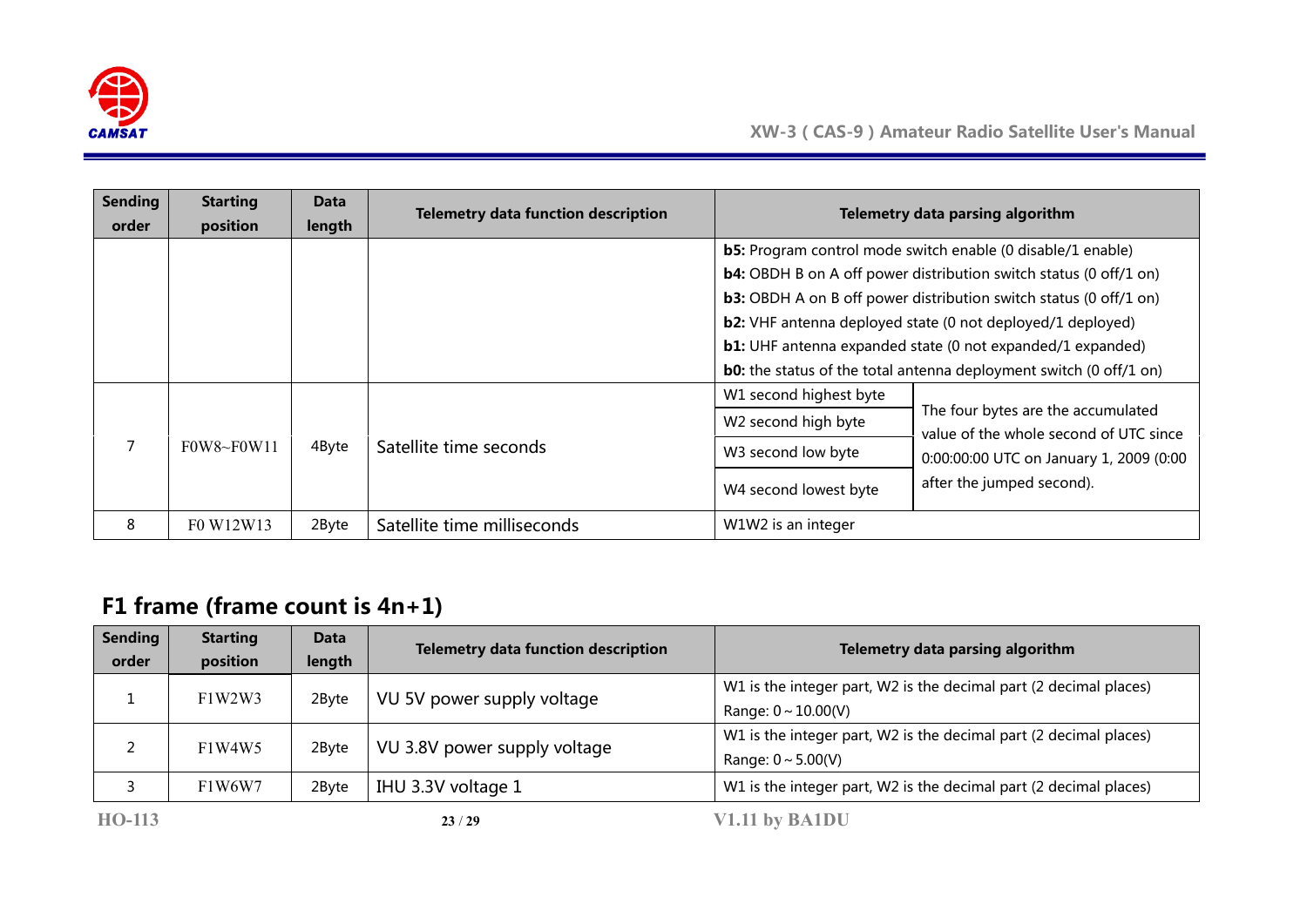| Sending order | Starting position | Data length | Telemetry data function description | Telemetry data parsing algorithm | |
|---|---|---|---|---|---|
| | | | | **b5:** Program control mode switch enable (0 disable/1 enable)<br>**b4:** OBDH B on A off power distribution switch status (0 off/1 on)<br>**b3:** OBDH A on B off power distribution switch status (0 off/1 on)<br>**b2:** VHF antenna deployed state (0 not deployed/1 deployed)<br>**b1:** UHF antenna expanded state (0 not expanded/1 expanded)<br>**b0:** the status of the total antenna deployment switch (0 off/1 on) | |
| 7 | F0W8~F0W11 | 4Byte | Satellite time seconds | W1 second highest byte | The four bytes are the accumulated value of the whole second of UTC since 0:00:00:00 UTC on January 1, 2009 (0:00 after the jumped second). |
| | | | | W2 second high byte | |
| | | | | W3 second low byte | |
| | | | | W4 second lowest byte | |
| 8 | F0 W12W13 | 2Byte | Satellite time milliseconds | W1W2 is an integer | |

## F1 frame (frame count is 4n+1)

| Sending order | Starting position | Data length | Telemetry data function description | Telemetry data parsing algorithm |
|---|---|---|---|---|
| 1 | F1W2W3 | 2Byte | VU 5V power supply voltage | W1 is the integer part, W2 is the decimal part (2 decimal places)<br>Range: 0～10.00(V) |
| 2 | F1W4W5 | 2Byte | VU 3.8V power supply voltage | W1 is the integer part, W2 is the decimal part (2 decimal places)<br>Range: 0～5.00(V) |
| 3 | F1W6W7 | 2Byte | IHU 3.3V voltage 1 | W1 is the integer part, W2 is the decimal part (2 decimal places) |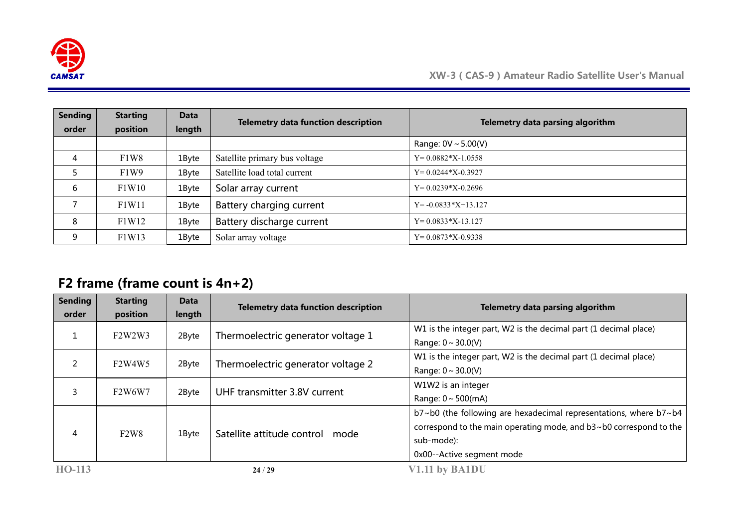| Sending order | Starting position | Data length | Telemetry data function description | Telemetry data parsing algorithm |
|---|---|---|---|---|
| | | | | Range: 0V ~ 5.00(V) |
| 4 | F1W8 | 1Byte | Satellite primary bus voltage | Y= 0.0882*X-1.0558 |
| 5 | F1W9 | 1Byte | Satellite load total current | Y= 0.0244*X-0.3927 |
| 6 | F1W10 | 1Byte | Solar array current | Y= 0.0239*X-0.2696 |
| 7 | F1W11 | 1Byte | Battery charging current | Y= -0.0833*X+13.127 |
| 8 | F1W12 | 1Byte | Battery discharge current | Y= 0.0833*X-13.127 |
| 9 | F1W13 | 1Byte | Solar array voltage | Y= 0.0873*X-0.9338 |

## F2 frame (frame count is 4n+2)

| Sending order | Starting position | Data length | Telemetry data function description | Telemetry data parsing algorithm |
|---|---|---|---|---|
| 1 | F2W2W3 | 2Byte | Thermoelectric generator voltage 1 | W1 is the integer part, W2 is the decimal part (1 decimal place)<br>Range: 0 ~ 30.0(V) |
| 2 | F2W4W5 | 2Byte | Thermoelectric generator voltage 2 | W1 is the integer part, W2 is the decimal part (1 decimal place)<br>Range: 0 ~ 30.0(V) |
| 3 | F2W6W7 | 2Byte | UHF transmitter 3.8V current | W1W2 is an integer<br>Range: 0 ~ 500(mA) |
| 4 | F2W8 | 1Byte | Satellite attitude control mode | b7~b0 (the following are hexadecimal representations, where b7~b4 correspond to the main operating mode, and b3~b0 correspond to the sub-mode):<br>0x00--Active segment mode |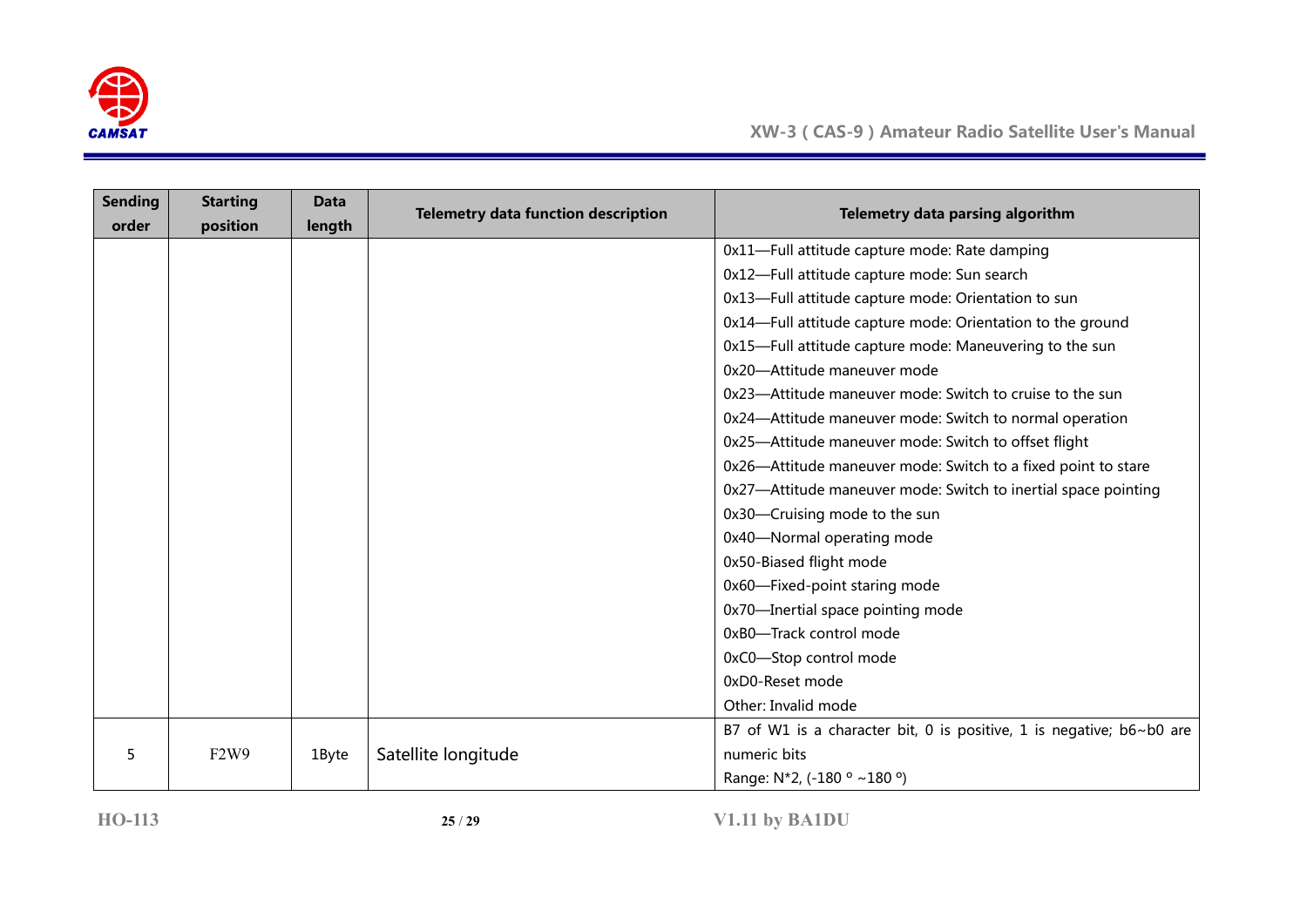| Sending order | Starting position | Data length | Telemetry data function description | Telemetry data parsing algorithm |
|---|---|---|---|---|
| | | | | 0x11—Full attitude capture mode: Rate damping<br>0x12—Full attitude capture mode: Sun search<br>0x13—Full attitude capture mode: Orientation to sun<br>0x14—Full attitude capture mode: Orientation to the ground<br>0x15—Full attitude capture mode: Maneuvering to the sun<br>0x20—Attitude maneuver mode<br>0x23—Attitude maneuver mode: Switch to cruise to the sun<br>0x24—Attitude maneuver mode: Switch to normal operation<br>0x25—Attitude maneuver mode: Switch to offset flight<br>0x26—Attitude maneuver mode: Switch to a fixed point to stare<br>0x27—Attitude maneuver mode: Switch to inertial space pointing<br>0x30—Cruising mode to the sun<br>0x40—Normal operating mode<br>0x50-Biased flight mode<br>0x60—Fixed-point staring mode<br>0x70—Inertial space pointing mode<br>0xB0—Track control mode<br>0xC0—Stop control mode<br>0xD0-Reset mode<br>Other: Invalid mode |
| 5 | F2W9 | 1Byte | Satellite longitude | B7 of W1 is a character bit, 0 is positive, 1 is negative; b6~b0 are numeric bits<br>Range: N*2, (-180 ° ~180 °) |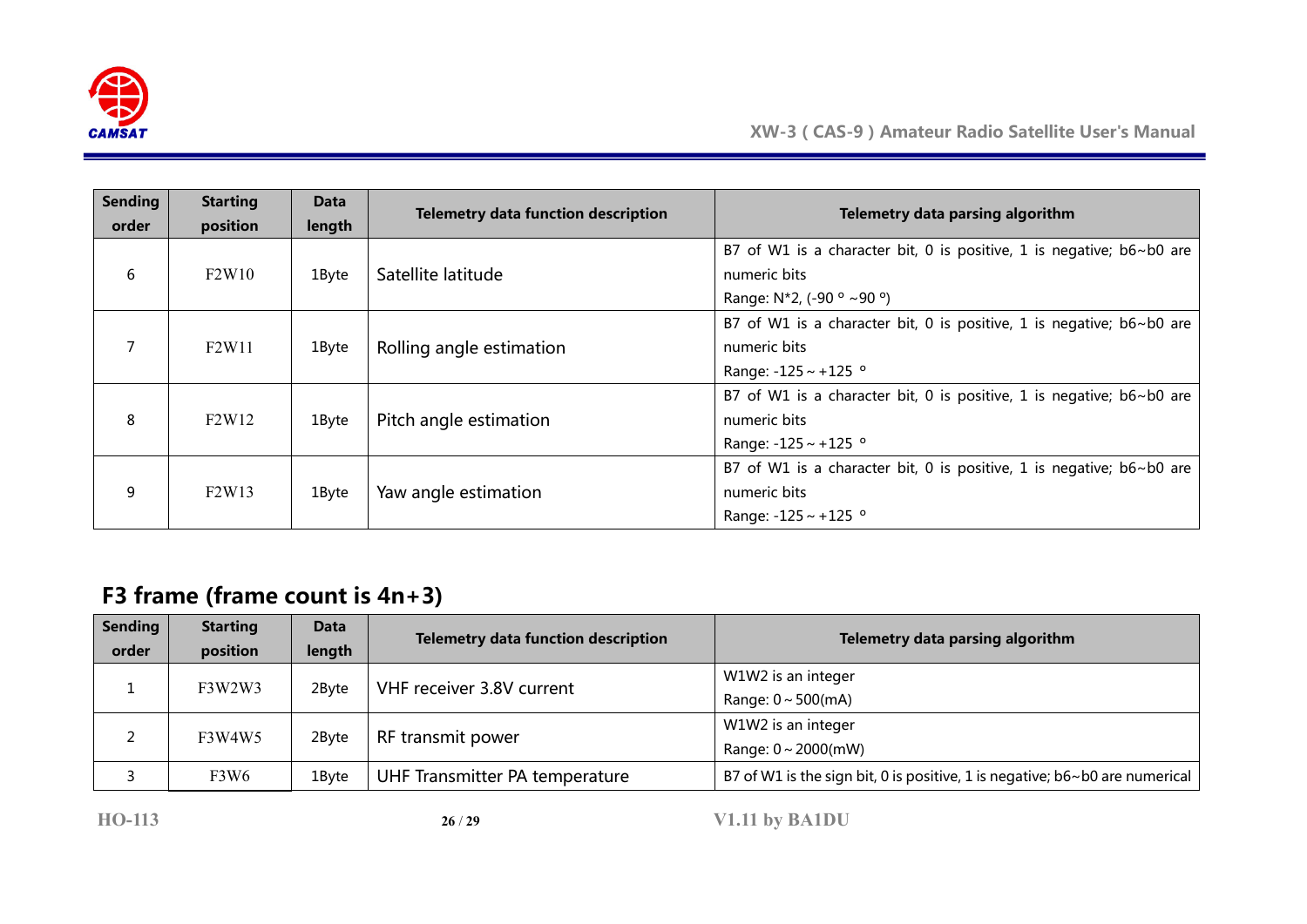| Sending order | Starting position | Data length | Telemetry data function description | Telemetry data parsing algorithm |
|---|---|---|---|---|
| 6 | F2W10 | 1Byte | Satellite latitude | B7 of W1 is a character bit, 0 is positive, 1 is negative; b6~b0 are numeric bits<br>Range: N*2, (-90 º ~90 º) |
| 7 | F2W11 | 1Byte | Rolling angle estimation | B7 of W1 is a character bit, 0 is positive, 1 is negative; b6~b0 are numeric bits<br>Range: -125 ~ +125 º |
| 8 | F2W12 | 1Byte | Pitch angle estimation | B7 of W1 is a character bit, 0 is positive, 1 is negative; b6~b0 are numeric bits<br>Range: -125 ~ +125 º |
| 9 | F2W13 | 1Byte | Yaw angle estimation | B7 of W1 is a character bit, 0 is positive, 1 is negative; b6~b0 are numeric bits<br>Range: -125 ~ +125 º |

## F3 frame (frame count is 4n+3)

| Sending order | Starting position | Data length | Telemetry data function description | Telemetry data parsing algorithm |
|---|---|---|---|---|
| 1 | F3W2W3 | 2Byte | VHF receiver 3.8V current | W1W2 is an integer<br>Range: 0 ~ 500(mA) |
| 2 | F3W4W5 | 2Byte | RF transmit power | W1W2 is an integer<br>Range: 0 ~ 2000(mW) |
| 3 | F3W6 | 1Byte | UHF Transmitter PA temperature | B7 of W1 is the sign bit, 0 is positive, 1 is negative; b6~b0 are numerical |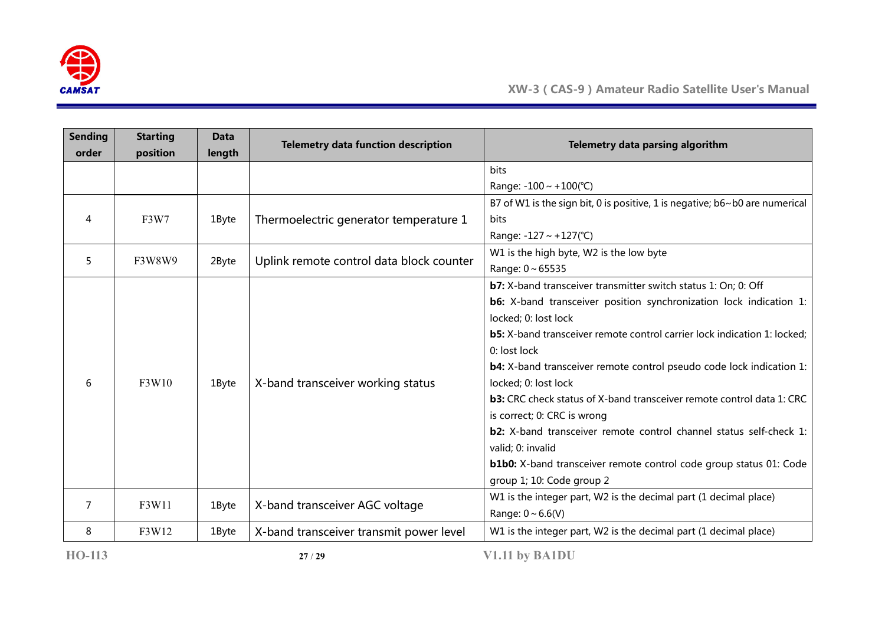| Sending order | Starting position | Data length | Telemetry data function description | Telemetry data parsing algorithm |
|---|---|---|---|---|
| | | | | bits<br>Range: -100～+100(℃) |
| 4 | F3W7 | 1Byte | Thermoelectric generator temperature 1 | B7 of W1 is the sign bit, 0 is positive, 1 is negative; b6~b0 are numerical bits<br>Range: -127～+127(℃) |
| 5 | F3W8W9 | 2Byte | Uplink remote control data block counter | W1 is the high byte, W2 is the low byte<br>Range: 0～65535 |
| 6 | F3W10 | 1Byte | X-band transceiver working status | **b7:** X-band transceiver transmitter switch status 1: On; 0: Off<br>**b6:** X-band transceiver position synchronization lock indication 1: locked; 0: lost lock<br>**b5:** X-band transceiver remote control carrier lock indication 1: locked; 0: lost lock<br>**b4:** X-band transceiver remote control pseudo code lock indication 1: locked; 0: lost lock<br>**b3:** CRC check status of X-band transceiver remote control data 1: CRC is correct; 0: CRC is wrong<br>**b2:** X-band transceiver remote control channel status self-check 1: valid; 0: invalid<br>**b1b0:** X-band transceiver remote control code group status 01: Code group 1; 10: Code group 2 |
| 7 | F3W11 | 1Byte | X-band transceiver AGC voltage | W1 is the integer part, W2 is the decimal part (1 decimal place)<br>Range: 0～6.6(V) |
| 8 | F3W12 | 1Byte | X-band transceiver transmit power level | W1 is the integer part, W2 is the decimal part (1 decimal place) |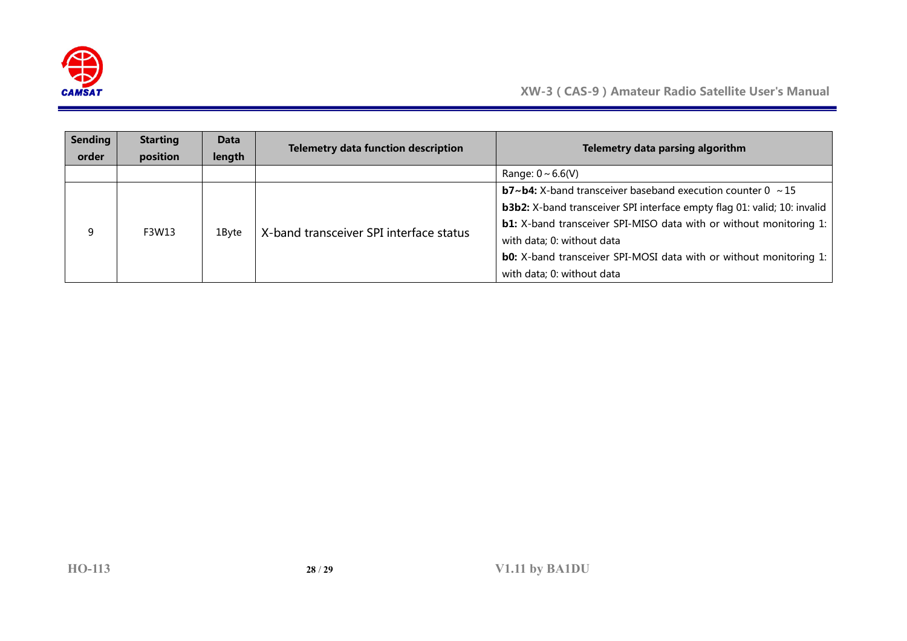| Sending order | Starting position | Data length | Telemetry data function description | Telemetry data parsing algorithm |
|---|---|---|---|---|
| | | | | Range: 0～6.6(V) |
| 9 | F3W13 | 1Byte | X-band transceiver SPI interface status | **b7~b4:** X-band transceiver baseband execution counter 0 ～15<br>**b3b2:** X-band transceiver SPI interface empty flag 01: valid; 10: invalid<br>**b1:** X-band transceiver SPI-MISO data with or without monitoring 1: with data; 0: without data<br>**b0:** X-band transceiver SPI-MOSI data with or without monitoring 1: with data; 0: without data |